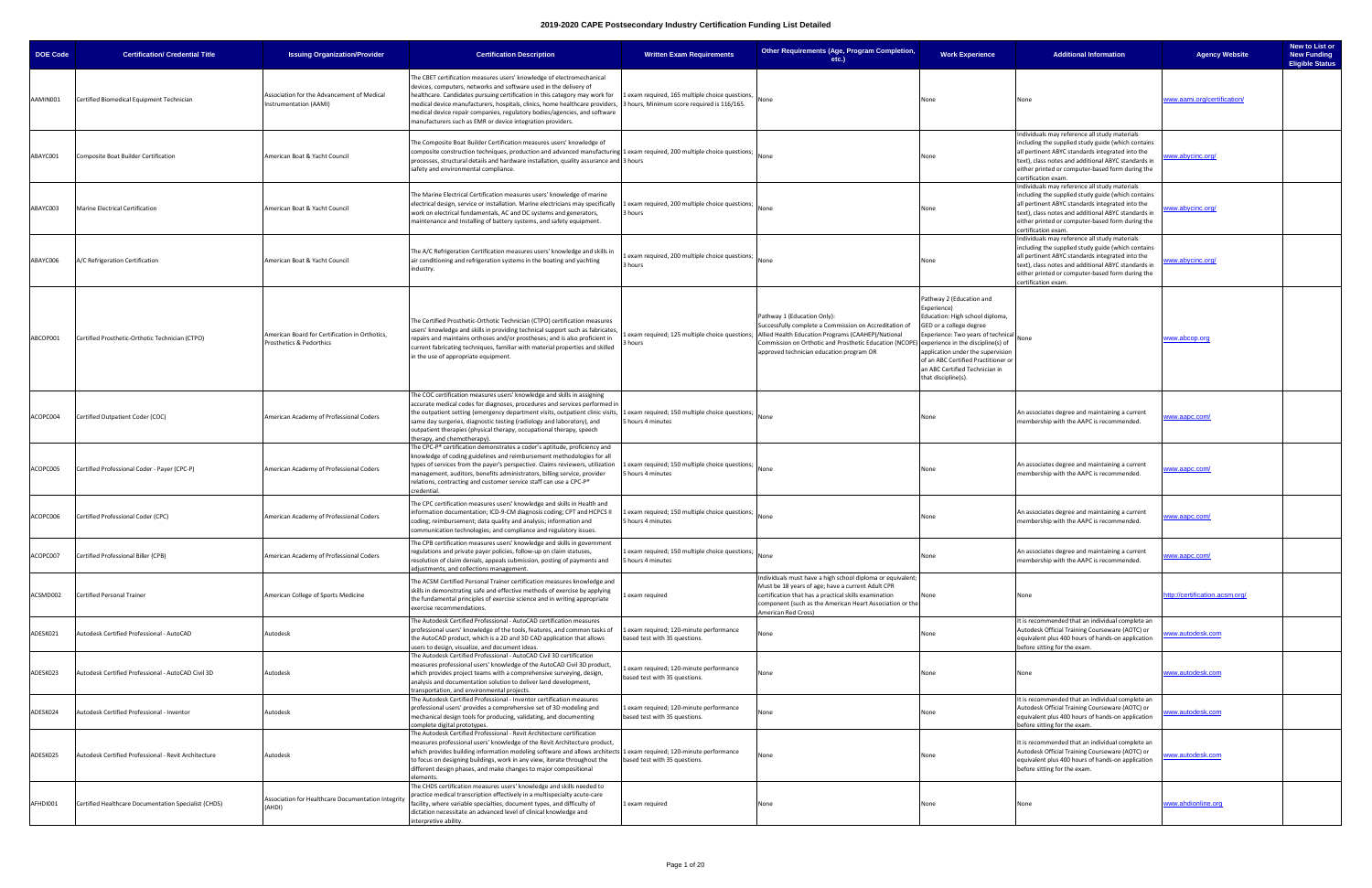# 2019-2020 CAPE Postsecondary Industry Certification Funding List Detailed

| DOE Code | Certification/ Credential Title | Issuing Organization/Provider | Certification Description | Written Exam Requirements | Other Requirements (Age, Program Completion, etc.) | Work Experience | Additional Information | Agency Website | New to List or New Funding Eligible Status |
|---|---|---|---|---|---|---|---|---|---|
| AAMIN001 | Certified Biomedical Equipment Technician | Association for the Advancement of Medical Instrumentation (AAMI) | The CBET certification measures users' knowledge of electromechanical devices, computers, networks and software used in the delivery of healthcare. Candidates pursuing certification in this category may work for medical device manufacturers, hospitals, clinics, home healthcare providers, medical device repair companies, regulatory bodies/agencies, and software manufacturers such as EMR or device integration providers. | 1 exam required, 165 multiple choice questions, 3 hours, Minimum score required is 116/165. | None | None | None | www.aami.org/certification/ | |
| ABAYC001 | Composite Boat Builder Certification | American Boat & Yacht Council | The Composite Boat Builder Certification measures users' knowledge of composite construction techniques, production and advanced manufacturing processes, structural details and hardware installation, quality assurance and safety and environmental compliance. | 1 exam required, 200 multiple choice questions; 3 hours | None | None | Individuals may reference all study materials including the supplied study guide (which contains all pertinent ABYC standards integrated into the text), class notes and additional ABYC standards in either printed or computer-based form during the certification exam. | www.abycinc.org/ | |
| ABAYC003 | Marine Electrical Certification | American Boat & Yacht Council | The Marine Electrical Certification measures users' knowledge of marine electrical design, service or installation. Marine electricians may specifically work on electrical fundamentals, AC and DC systems and generators, maintenance and Installing of battery systems, and safety equipment. | 1 exam required, 200 multiple choice questions; 3 hours | None | None | Individuals may reference all study materials including the supplied study guide (which contains all pertinent ABYC standards integrated into the text), class notes and additional ABYC standards in either printed or computer-based form during the certification exam. | www.abycinc.org/ | |
| ABAYC006 | A/C Refrigeration Certification | American Boat & Yacht Council | The A/C Refrigeration Certification measures users' knowledge and skills in air conditioning and refrigeration systems in the boating and yachting industry. | 1 exam required, 200 multiple choice questions; 3 hours | None | None | Individuals may reference all study materials including the supplied study guide (which contains all pertinent ABYC standards integrated into the text), class notes and additional ABYC standards in either printed or computer-based form during the certification exam. | www.abycinc.org/ | |
| ABCOP001 | Certified Prosthetic-Orthotic Technician (CTPO) | American Board for Certification in Orthotics, Prosthetics & Pedorthics | The Certified Prosthetic-Orthotic Technician (CTPO) certification measures users' knowledge and skills in providing technical support such as fabricates, repairs and maintains orthoses and/or prostheses; and is also proficient in current fabricating techniques, familiar with material properties and skilled in the use of appropriate equipment. | 1 exam required; 125 multiple choice questions; 3 hours | Pathway 1 (Education Only): Successfully complete a Commission on Accreditation of Allied Health Education Programs (CAAHEP)/National Commission on Orthotic and Prosthetic Education (NCOPE) approved technician education program OR | Pathway 2 (Education and Experience) Education: High school diploma, GED or a college degree Experience: Two years of technical experience in the discipline(s) of application under the supervision of an ABC Certified Practitioner or an ABC Certified Technician in that discipline(s). | None | www.abcop.org | |
| ACOPC004 | Certified Outpatient Coder (COC) | American Academy of Professional Coders | The COC certification measures users' knowledge and skills in assigning accurate medical codes for diagnoses, procedures and services performed in the outpatient setting (emergency department visits, outpatient clinic visits, same day surgeries, diagnostic testing (radiology and laboratory), and outpatient therapies (physical therapy, occupational therapy, speech therapy, and chemotherapy). | 1 exam required; 150 multiple choice questions; 5 hours 4 minutes | None | None | An associates degree and maintaining a current membership with the AAPC is recommended. | www.aapc.com/ | |
| ACOPC005 | Certified Professional Coder - Payer (CPC-P) | American Academy of Professional Coders | The CPC-P® certification demonstrates a coder's aptitude, proficiency and knowledge of coding guidelines and reimbursement methodologies for all types of services from the payer's perspective. Claims reviewers, utilization management, auditors, benefits administrators, billing service, provider relations, contracting and customer service staff can use a CPC-P® credential. | 1 exam required; 150 multiple choice questions; 5 hours 4 minutes | None | None | An associates degree and maintaining a current membership with the AAPC is recommended. | www.aapc.com/ | |
| ACOPC006 | Certified Professional Coder (CPC) | American Academy of Professional Coders | The CPC certification measures users' knowledge and skills in Health and information documentation; ICD-9-CM diagnosis coding; CPT and HCPCS II coding; reimbursement; data quality and analysis; information and communication technologies; and compliance and regulatory issues. | 1 exam required; 150 multiple choice questions; 5 hours 4 minutes | None | None | An associates degree and maintaining a current membership with the AAPC is recommended. | www.aapc.com/ | |
| ACOPC007 | Certified Professional Biller (CPB) | American Academy of Professional Coders | The CPB certification measures users' knowledge and skills in government regulations and private payer policies, follow-up on claim statuses, resolution of claim denials, appeals submission, posting of payments and adjustments, and collections management. | 1 exam required; 150 multiple choice questions; 5 hours 4 minutes | None | None | An associates degree and maintaining a current membership with the AAPC is recommended. | www.aapc.com/ | |
| ACSMD002 | Certified Personal Trainer | American College of Sports Medicine | The ACSM Certified Personal Trainer certification measures knowledge and skills in demonstrating safe and effective methods of exercise by applying the fundamental principles of exercise science and in writing appropriate exercise recommendations. | 1 exam required | Individuals must have a high school diploma or equivalent; Must be 18 years of age; have a current Adult CPR certification that has a practical skills examination component (such as the American Heart Association or the American Red Cross) | None | None | http://certification.acsm.org/ | |
| ADESK021 | Autodesk Certified Professional - AutoCAD | Autodesk | The Autodesk Certified Professional - AutoCAD certification measures professional users' knowledge of the tools, features, and common tasks of the AutoCAD product, which is a 2D and 3D CAD application that allows users to design, visualize, and document ideas. | 1 exam required; 120-minute performance based test with 35 questions. | None | None | It is recommended that an individual complete an Autodesk Official Training Courseware (AOTC) or equivalent plus 400 hours of hands-on application before sitting for the exam. | www.autodesk.com | |
| ADESK023 | Autodesk Certified Professional - AutoCAD Civil 3D | Autodesk | The Autodesk Certified Professional - AutoCAD Civil 3D certification measures professional users' knowledge of the AutoCAD Civil 3D product, which provides project teams with a comprehensive surveying, design, analysis and documentation solution to deliver land development, transportation, and environmental projects. | 1 exam required; 120-minute performance based test with 35 questions. | None | None | None | www.autodesk.com | |
| ADESK024 | Autodesk Certified Professional - Inventor | Autodesk | The Autodesk Certified Professional - Inventor certification measures professional users' provides a comprehensive set of 3D modeling and mechanical design tools for producing, validating, and documenting complete digital prototypes. | 1 exam required; 120-minute performance based test with 35 questions. | None | None | It is recommended that an individual complete an Autodesk Official Training Courseware (AOTC) or equivalent plus 400 hours of hands-on application before sitting for the exam. | www.autodesk.com | |
| ADESK025 | Autodesk Certified Professional - Revit Architecture | Autodesk | The Autodesk Certified Professional - Revit Architecture certification measures professional users' knowledge of the Revit Architecture product, which provides building information modeling software and allows architects to focus on designing buildings, work in any view, iterate throughout the different design phases, and make changes to major compositional elements. | 1 exam required; 120-minute performance based test with 35 questions. | None | None | It is recommended that an individual complete an Autodesk Official Training Courseware (AOTC) or equivalent plus 400 hours of hands-on application before sitting for the exam. | www.autodesk.com | |
| AFHDI001 | Certified Healthcare Documentation Specialist (CHDS) | Association for Healthcare Documentation Integrity (AHDI) | The CHDS certification measures users' knowledge and skills needed to practice medical transcription effectively in a multispecialty acute-care facility, where variable specialties, document types, and difficulty of dictation necessitate an advanced level of clinical knowledge and interpretive ability. | 1 exam required | None | None | None | www.ahdionline.org | |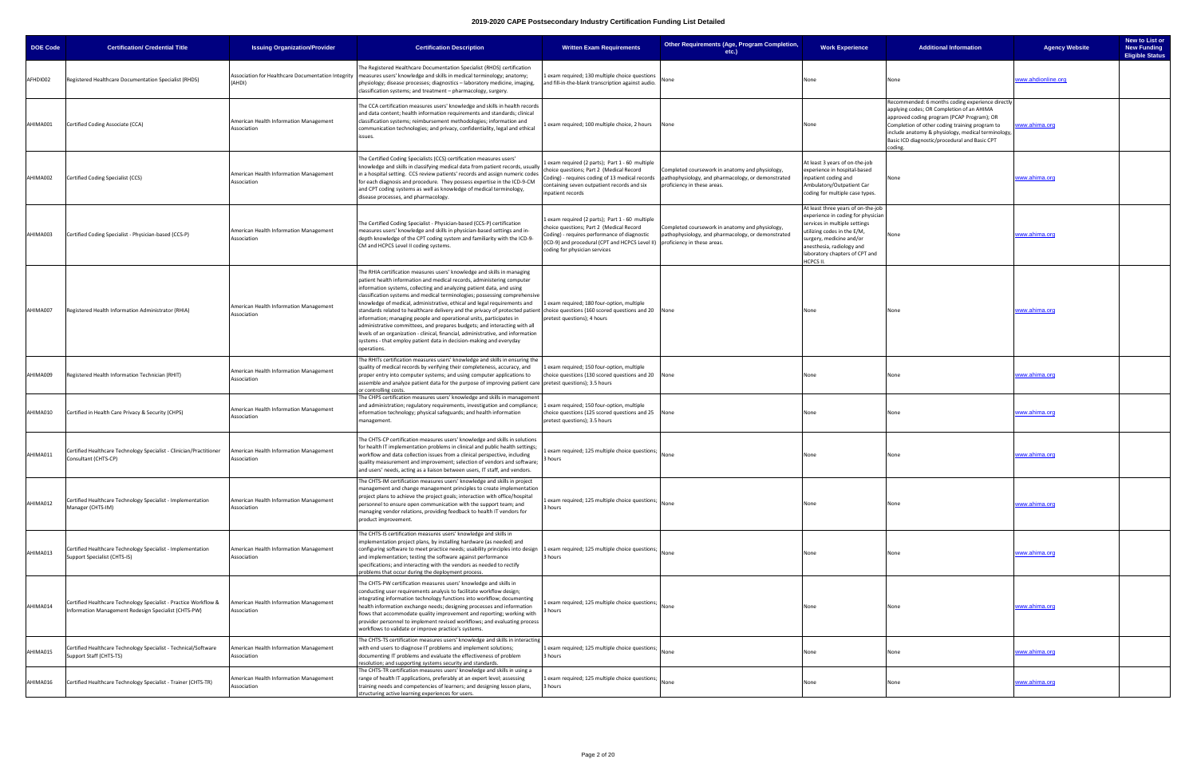# 2019-2020 CAPE Postsecondary Industry Certification Funding List Detailed

| DOE Code | Certification/ Credential Title | Issuing Organization/Provider | Certification Description | Written Exam Requirements | Other Requirements (Age, Program Completion, etc.) | Work Experience | Additional Information | Agency Website | New to List or New Funding Eligible Status |
|---|---|---|---|---|---|---|---|---|---|
| AFHDI002 | Registered Healthcare Documentation Specialist (RHDS) | Association for Healthcare Documentation Integrity (AHDI) | The Registered Healthcare Documentation Specialist (RHDS) certification measures users' knowledge and skills in medical terminology; anatomy; physiology; disease processes; diagnostics – laboratory medicine, imaging, classification systems; and treatment – pharmacology, surgery. | 1 exam required; 130 multiple choice questions and fill-in-the-blank transcription against audio. | None | None | None | www.ahdionline.org | |
| AHIMA001 | Certified Coding Associate (CCA) | American Health Information Management Association | The CCA certification measures users' knowledge and skills in health records and data content; health information requirements and standards; clinical classification systems; reimbursement methodologies; information and communication technologies; and privacy, confidentiality, legal and ethical issues. | 1 exam required; 100 multiple choice, 2 hours | None | None | Recommended: 6 months coding experience directly applying codes; OR Completion of an AHIMA approved coding program (PCAP Program); OR Completion of other coding training program to include anatomy & physiology, medical terminology, Basic ICD diagnostic/procedural and Basic CPT coding. | www.ahima.org | |
| AHIMA002 | Certified Coding Specialist (CCS) | American Health Information Management Association | The Certified Coding Specialists (CCS) certification measures users' knowledge and skills in classifying medical data from patient records, usually in a hospital setting. CCS review patients' records and assign numeric codes for each diagnosis and procedure. They possess expertise in the ICD-9-CM and CPT coding systems as well as knowledge of medical terminology, disease processes, and pharmacology. | 1 exam required (2 parts); Part 1 - 60 multiple choice questions; Part 2 (Medical Record Coding) - requires coding of 13 medical records containing seven outpatient records and six inpatient records | Completed coursework in anatomy and physiology, pathophysiology, and pharmacology, or demonstrated proficiency in these areas. | At least 3 years of on-the-job experience in hospital-based inpatient coding and Ambulatory/Outpatient Car coding for multiple case types. | None | www.ahima.org | |
| AHIMA003 | Certified Coding Specialist - Physician-based (CCS-P) | American Health Information Management Association | The Certified Coding Specialist - Physician-based (CCS-P) certification measures users' knowledge and skills in physician-based settings and in-depth knowledge of the CPT coding system and familiarity with the ICD-9-CM and HCPCS Level II coding systems. | 1 exam required (2 parts); Part 1 - 60 multiple choice questions; Part 2 (Medical Record Coding) - requires performance of diagnostic (ICD-9) and procedural (CPT and HCPCS Level II) coding for physician services | Completed coursework in anatomy and physiology, pathophysiology, and pharmacology, or demonstrated proficiency in these areas. | At least three years of on-the-job experience in coding for physician services in multiple settings utilizing codes in the E/M, surgery, medicine and/or anesthesia, radiology and laboratory chapters of CPT and HCPCS II. | None | www.ahima.org | |
| AHIMA007 | Registered Health Information Administrator (RHIA) | American Health Information Management Association | The RHIA certification measures users' knowledge and skills in managing patient health information and medical records, administering computer information systems, collecting and analyzing patient data, and using classification systems and medical terminologies; possessing comprehensive knowledge of medical, administrative, ethical and legal requirements and standards related to healthcare delivery and the privacy of protected patient information; managing people and operational units, participates in administrative committees, and prepares budgets; and interacting with all levels of an organization - clinical, financial, administrative, and information systems - that employ patient data in decision-making and everyday operations. | 1 exam required; 180 four-option, multiple choice questions (160 scored questions and 20 pretest questions); 4 hours | None | None | None | www.ahima.org | |
| AHIMA009 | Registered Health Information Technician (RHIT) | American Health Information Management Association | The RHITs certification measures users' knowledge and skills in ensuring the quality of medical records by verifying their completeness, accuracy, and proper entry into computer systems; and using computer applications to assemble and analyze patient data for the purpose of improving patient care or controlling costs. | 1 exam required; 150 four-option, multiple choice questions (130 scored questions and 20 pretest questions); 3.5 hours | None | None | None | www.ahima.org | |
| AHIMA010 | Certified in Health Care Privacy & Security (CHPS) | American Health Information Management Association | The CHPS certification measures users' knowledge and skills in management and administration; regulatory requirements, investigation and compliance; information technology; physical safeguards; and health information management. | 1 exam required; 150 four-option, multiple choice questions (125 scored questions and 25 pretest questions); 3.5 hours | None | None | None | www.ahima.org | |
| AHIMA011 | Certified Healthcare Technology Specialist - Clinician/Practitioner Consultant (CHTS-CP) | American Health Information Management Association | The CHTS-CP certification measures users' knowledge and skills in solutions for health IT implementation problems in clinical and public health settings; workflow and data collection issues from a clinical perspective, including quality measurement and improvement; selection of vendors and software; and users' needs, acting as a liaison between users, IT staff, and vendors. | 1 exam required; 125 multiple choice questions; 3 hours | None | None | None | www.ahima.org | |
| AHIMA012 | Certified Healthcare Technology Specialist - Implementation Manager (CHTS-IM) | American Health Information Management Association | The CHTS-IM certification measures users' knowledge and skills in project management and change management principles to create implementation project plans to achieve the project goals; interaction with office/hospital personnel to ensure open communication with the support team; and managing vendor relations, providing feedback to health IT vendors for product improvement. | 1 exam required; 125 multiple choice questions; 3 hours | None | None | None | www.ahima.org | |
| AHIMA013 | Certified Healthcare Technology Specialist - Implementation Support Specialist (CHTS-IS) | American Health Information Management Association | The CHTS-IS certification measures users' knowledge and skills in implementation project plans, by installing hardware (as needed) and configuring software to meet practice needs; usability principles into design and implementation; testing the software against performance specifications; and interacting with the vendors as needed to rectify problems that occur during the deployment process. | 1 exam required; 125 multiple choice questions; 3 hours | None | None | None | www.ahima.org | |
| AHIMA014 | Certified Healthcare Technology Specialist - Practice Workflow & Information Management Redesign Specialist (CHTS-PW) | American Health Information Management Association | The CHTS-PW certification measures users' knowledge and skills in conducting user requirements analysis to facilitate workflow design; integrating information technology functions into workflow; documenting health information exchange needs; designing processes and information flows that accommodate quality improvement and reporting; working with provider personnel to implement revised workflows; and evaluating process workflows to validate or improve practice's systems. | 1 exam required; 125 multiple choice questions; 3 hours | None | None | None | www.ahima.org | |
| AHIMA015 | Certified Healthcare Technology Specialist - Technical/Software Support Staff (CHTS-TS) | American Health Information Management Association | The CHTS-TS certification measures users' knowledge and skills in interacting with end users to diagnose IT problems and implement solutions; documenting IT problems and evaluate the effectiveness of problem resolution; and supporting systems security and standards. | 1 exam required; 125 multiple choice questions; 3 hours | None | None | None | www.ahima.org | |
| AHIMA016 | Certified Healthcare Technology Specialist - Trainer (CHTS-TR) | American Health Information Management Association | The CHTS-TR certification measures users' knowledge and skills in using a range of health IT applications, preferably at an expert level; assessing training needs and competencies of learners; and designing lesson plans, structuring active learning experiences for users. | 1 exam required; 125 multiple choice questions; 3 hours | None | None | None | www.ahima.org | |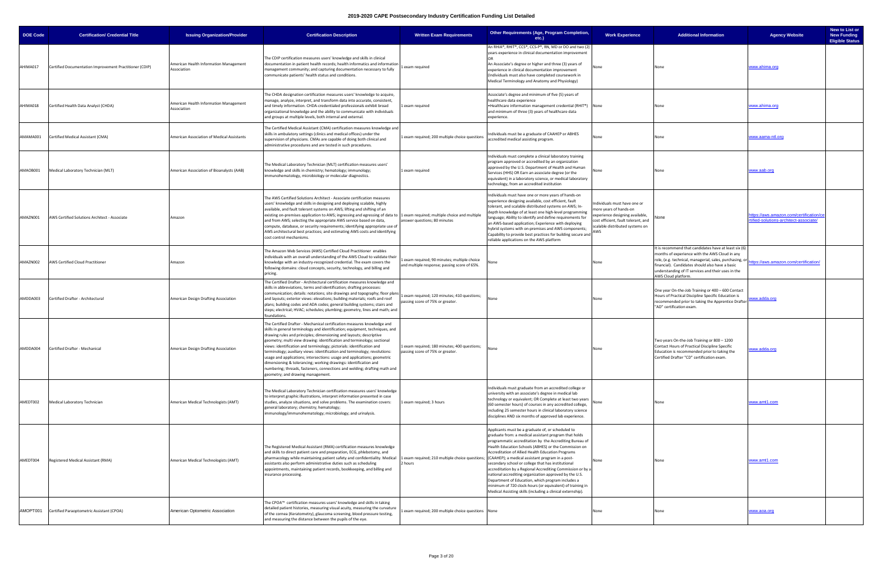# 2019-2020 CAPE Postsecondary Industry Certification Funding List Detailed

| DOE Code | Certification/ Credential Title | Issuing Organization/Provider | Certification Description | Written Exam Requirements | Other Requirements (Age, Program Completion, etc.) | Work Experience | Additional Information | Agency Website | New to List or New Funding Eligible Status |
|---|---|---|---|---|---|---|---|---|---|
| AHIMA017 | Certified Documentation Improvement Practitioner (CDIP) | American Health Information Management Association | The CDIP certification measures users' knowledge and skills in clinical documentation in patient health records; health informatics and information management community; and capturing documentation necessary to fully communicate patients' health status and conditions. | 1 exam required | An RHIA®, RHIT®, CCS®, CCS-P®, RN, MD or DO and two (2) years experience in clinical documentation improvement OR An Associate's degree or higher and three (3) years of experience in clinical documentation improvement (Individuals must also have completed coursework in Medical Terminology and Anatomy and Physiology) | None | None | www.ahima.org | |
| AHIMA018 | Certified Health Data Analyst (CHDA) | American Health Information Management Association | The CHDA designation certification measures users' knowledge to acquire, manage, analyze, interpret, and transform data into accurate, consistent, and timely information. CHDA-credentialed professionals exhibit broad organizational knowledge and the ability to communicate with individuals and groups at multiple levels, both internal and external. | 1 exam required | Associate's degree and minimum of five (5) years of healthcare data experience •Healthcare information management credential (RHIT®) and minimum of three (3) years of healthcare data experience. | None | None | www.ahima.org | |
| AMAMA001 | Certified Medical Assistant (CMA) | American Association of Medical Assistants | The Certified Medical Assistant (CMA) certification measures knowledge and skills in ambulatory settings (clinics and medical offices) under the supervision of physicians. CMAs are capable of doing both clinical and administrative procedures and are tested in such procedures. | 1 exam required; 200 multiple choice questions | Individuals must be a graduate of CAAHEP or ABHES accredited medical assisting program. | None | None | www.aama-ntl.org | |
| AMAOB001 | Medical Laboratory Technician (MLT) | American Association of Bioanalysts (AAB) | The Medical Laboratory Technician (MLT) certification measures users' knowledge and skills in chemistry; hematology; immunology; immunohematology, microbiology or molecular diagnostics. | 1 exam required | Individuals must complete a clinical laboratory training program approved or accredited by an organization approved by the U.S. Department of Health and Human Services (HHS) OR Earn an associate degree (or the equivalent) in a laboratory science, or medical laboratory technology, from an accredited institution | None | None | www.aab.org | |
| AMAZN001 | AWS Certified Solutions Architect - Associate | Amazon | The AWS Certified Solutions Architect - Associate certification measures users' knowledge and skills in designing and deploying scalable, highly available, and fault tolerant systems on AWS; lifting and shifting of an existing on-premises application to AWS; ingressing and egressing of data to and from AWS; selecting the appropriate AWS service based on data, compute, database, or security requirements; identifying appropriate use of AWS architectural best practices; and estimating AWS costs and identifying cost control mechanisms. | 1 exam required; multiple choice and multiple answer questions; 80 minutes | Individuals must have one or more years of hands-on experience designing available, cost efficient, fault tolerant, and scalable distributed systems on AWS; In-depth knowledge of at least one high-level programming language; Ability to identify and define requirements for an AWS-based application; Experience with deploying hybrid systems with on-premises and AWS components; Capability to provide best practices for building secure and reliable applications on the AWS platform | Individuals must have one or more years of hands-on experience designing available, cost efficient, fault tolerant, and scalable distributed systems on AWS | None | https://aws.amazon.com/certification/certified-solutions-architect-associate/ | |
| AMAZN002 | AWS Certified Cloud Practitioner | Amazon | The Amazon Web Services (AWS) Certified Cloud Practitioner enables individuals with an overall understanding of the AWS Cloud to validate their knowledge with an industry-recognized credential. The exam covers the following domains: cloud concepts, security, technology, and billing and pricing. | 1 exam required; 90 minutes; multiple choice and multiple response; passing score of 65%. | None | None | It is recommend that candidates have at least six (6) months of experience with the AWS Cloud in any role, (e.g. technical, managerial, sales, purchasing, or financial). Candidates should also have a basic understanding of IT services and their uses in the AWS Cloud platform. | https://aws.amazon.com/certification/ | |
| AMDDA003 | Certified Drafter - Architectural | American Design Drafting Association | The Certified Drafter - Architectural certification measures knowledge and skills in abbreviations, terms and identification; drafting processes: communication; details: notations; site drawings and topography; floor plans and layouts; exterior views: elevations; building materials; roofs and roof plans; building codes and ADA codes; general building systems; stairs and steps; electrical; HVAC; schedules; plumbing; geometry, lines and math; and foundations. | 1 exam required; 120 minutes; 410 questions; passing score of 75% or greater. | None | None | One year On-the-Job Training or 400 – 600 Contact Hours of Practical Discipline Specific Education is recommended prior to taking the Apprentice Drafter "AD" certification exam. | www.adda.org | |
| AMDDA004 | Certified Drafter - Mechanical | American Design Drafting Association | The Certified Drafter - Mechanical certification measures knowledge and skills in general terminology and identification; equipment, techniques, and drawing rules and principles; dimensioning and layouts; descriptive geometry; multi view drawing: identification and terminology; sectional views: identification and terminology; pictorials: identification and terminology; auxiliary views: identification and terminology; revolutions: usage and applications; intersections: usage and applications; geometric dimensioning & tolerancing; working drawings: identification and numbering; threads, fasteners, connections and welding; drafting math and geometry; and drawing management. | 1 exam required; 180 minutes; 400 questions; passing score of 75% or greater. | None | None | Two years On-the-Job Training or 800 – 1200 Contact Hours of Practical Discipline Specific Education is recommended prior to taking the Certified Drafter "CD" certification exam. | www.adda.org | |
| AMEDT002 | Medical Laboratory Technician | American Medical Technologists (AMT) | The Medical Laboratory Technician certification measures users' knowledge to interpret graphic illustrations, interpret information presented in case studies, analyze situations, and solve problems. The examination covers: general laboratory; chemistry; hematology; immunology/immunohematology; microbiology; and urinalysis. | 1 exam required; 3 hours | Individuals must graduate from an accredited college or university with an associate's degree in medical lab technology or equivalent; OR Complete at least two years (60 semester hours) of courses in any accredited college, including 25 semester hours in clinical laboratory science disciplines AND six months of approved lab experience. | None | None | www.amt1.com | |
| AMEDT004 | Registered Medical Assistant (RMA) | American Medical Technologists (AMT) | The Registered Medical Assistant (RMA) certification measures knowledge and skills to direct patient care and preparation, ECG, phlebotomy, and pharmacology while maintaining patient safety and confidentiality. Medical assistants also perform administrative duties such as scheduling appointments, maintaining patient records, bookkeeping, and billing and insurance processing. | 1 exam required; 210 multiple choice questions; 2 hours | Applicants must be a graduate of, or scheduled to graduate from: a medical assistant program that holds programmatic accreditation by the Accrediting Bureau of Health Education Schools (ABHES) or the Commission on Accreditation of Allied Health Education Programs (CAAHEP); a medical assistant program in a post-secondary school or college that has institutional accreditation by a Regional Accrediting Commission or by a national accrediting organization approved by the U.S. Department of Education, which program includes a minimum of 720 clock-hours (or equivalent) of training in Medical Assisting skills (including a clinical externship). | None | None | www.amt1.com | |
| AMOPT001 | Certified Paraoptometric Assistant (CPOA) | American Optometric Association | The CPOA™ certification measures users' knowledge and skills in taking detailed patient histories, measuring visual acuity, measuring the curvature of the cornea (Keratometry), glaucoma screening, blood pressure testing, and measuring the distance between the pupils of the eye. | 1 exam required; 200 multiple choice questions | None | None | None | www.aoa.org | |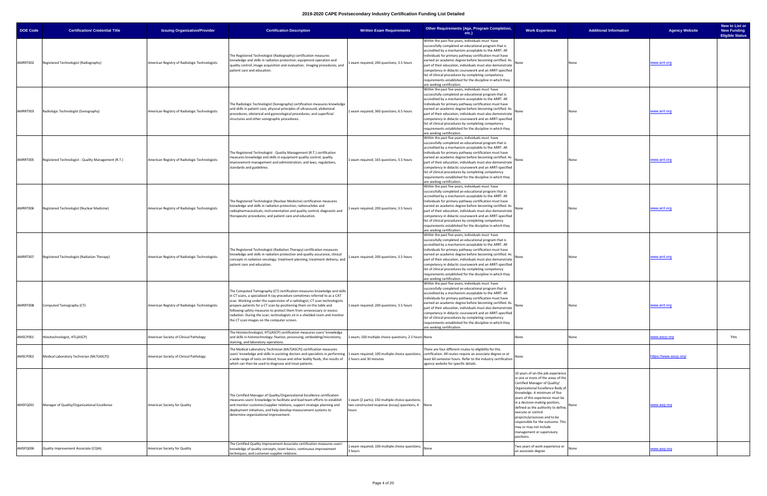# 2019-2020 CAPE Postsecondary Industry Certification Funding List Detailed

| DOE Code | Certification/ Credential Title | Issuing Organization/Provider | Certification Description | Written Exam Requirements | Other Requirements (Age, Program Completion, etc.) | Work Experience | Additional Information | Agency Website | New to List or New Funding Eligible Status |
|---|---|---|---|---|---|---|---|---|---|
| AMRRT002 | Registered Technologist (Radiography) | American Registry of Radiologic Technologists | The Registered Technologist (Radiography) certification measures knowledge and skills in radiation protection; equipment operation and quality control; image acquisition and evaluation; imaging procedures; and patient care and education. | 1 exam required; 200 questions; 3.5 hours | Within the past five years, individuals must have successfully completed an educational program that is accredited by a mechanism acceptable to the ARRT. All Individuals for primary pathway certification must have earned an academic degree before becoming certified. As part of their education, individuals must also demonstrate competency in didactic coursework and an ARRT-specified list of clinical procedures by completing competency requirements established for the discipline in which they are seeking certification. | None | None | www.arrt.org | |
| AMRRT003 | Radiologic Technologist (Sonography) | American Registry of Radiologic Technologists | The Radiologic Technologist (Sonography) certification measures knowledge and skills in patient care; physical principles of ultrasound; abdominal procedures; obstetrical and gynecological procedures; and superficial structures and other sonographic procedures. | 1 exam required; 360 questions; 6.5 hours | Within the past five years, individuals must have successfully completed an educational program that is accredited by a mechanism acceptable to the ARRT. All Individuals for primary pathway certification must have earned an academic degree before becoming certified. As part of their education, individuals must also demonstrate competency in didactic coursework and an ARRT-specified list of clinical procedures by completing competency requirements established for the discipline in which they are seeking certification. | None | None | www.arrt.org | |
| AMRRT005 | Registered Technologist - Quality Management (R.T.) | American Registry of Radiologic Technologists | The Registered Technologist - Quality Management (R.T.) certification measures knowledge and skills in equipment quality control; quality improvement management and administration; and laws, regulations, standards and guidelines. | 1 exam required; 165 questions; 3.5 hours | Within the past five years, individuals must have successfully completed an educational program that is accredited by a mechanism acceptable to the ARRT. All Individuals for primary pathway certification must have earned an academic degree before becoming certified. As part of their education, individuals must also demonstrate competency in didactic coursework and an ARRT-specified list of clinical procedures by completing competency requirements established for the discipline in which they are seeking certification. | None | None | www.arrt.org | |
| AMRRT006 | Registered Technologist (Nuclear Medicine) | American Registry of Radiologic Technologists | The Registered Technologist (Nuclear Medicine) certification measures knowledge and skills in radiation protection; radionuclides and radiopharmaceuticals; instrumentation and quality control; diagnostic and therapeutic procedures; and patient care and education. | 1 exam required; 200 questions; 3.5 hours | Within the past five years, individuals must have successfully completed an educational program that is accredited by a mechanism acceptable to the ARRT. All Individuals for primary pathway certification must have earned an academic degree before becoming certified. As part of their education, individuals must also demonstrate competency in didactic coursework and an ARRT-specified list of clinical procedures by completing competency requirements established for the discipline in which they are seeking certification. | None | None | www.arrt.org | |
| AMRRT007 | Registered Technologist (Radiation Therapy) | American Registry of Radiologic Technologists | The Registered Technologist (Radiation Therapy) certification measures knowledge and skills in radiation protection and quality assurance; clinical concepts in radiation oncology; treatment planning; treatment delivery; and patient care and education. | 1 exam required; 200 questions; 3.5 hours | Within the past five years, individuals must have successfully completed an educational program that is accredited by a mechanism acceptable to the ARRT. All Individuals for primary pathway certification must have earned an academic degree before becoming certified. As part of their education, individuals must also demonstrate competency in didactic coursework and an ARRT-specified list of clinical procedures by completing competency requirements established for the discipline in which they are seeking certification. | None | None | www.arrt.org | |
| AMRRT008 | Computed Tomography (CT) | American Registry of Radiologic Technologists | The Computed Tomography (CT) certification measures knowledge and skills in CT scans, a specialized X-ray procedure sometimes referred to as a CAT scan. Working under the supervision of a radiologist, CT scan technologists prepare patients for a CT scan by positioning them on the table and following safety measures to protect them from unnecessary or excess radiation. During the scan, technologists sit in a shielded room and monitor the CT scan images on the computer screen. | 1 exam required; 200 questions; 3.5 hours | Within the past five years, individuals must have successfully completed an educational program that is accredited by a mechanism acceptable to the ARRT. All Individuals for primary pathway certification must have earned an academic degree before becoming certified. As part of their education, individuals must also demonstrate competency in didactic coursework and an ARRT-specified list of clinical procedures by completing competency requirements established for the discipline in which they are seeking certification. | None | None | www.arrt.org | |
| AMSCP001 | Histotechnologist, HTL(ASCP) | American Society of Clinical Pathology | The Histotechnologist, HTL(ASCP) certification measures users' knowledge and skills in histotechnology: fixation, processing, embedding/microtomy, staining, and laboratory operations. | 1 exam; 100 multiple choice questions; 2.5 hours | None | None | None | www.ascp.org | Yes |
| AMSCP002 | Medical Laboratory Technician (MLT(ASCP)) | American Society of Clinical Pathology | The Medical Laboratory Technician (MLT(ASCP)) certification measures users' knowledge and skills in assisting doctors and specialists in performing a wide range of tests on blood, tissue and other bodily fluids, the results of which can then be used to diagnose and treat patients. | 1 exam required; 100 multiple choice questions; 2 hours and 30 minutes | There are four different routes to eligibility for this certification. All routes require an associate degree or at least 60 semester hours. Refer to the industry certification agency website for specific details. | None | | https://www.ascp.org/ | |
| AMSFQ001 | Manager of Quality/Organizational Excellence | American Society for Quality | The Certified Manager of Quality/Organizational Excellence certification measures users' knowledge to facilitate and lead team efforts to establish and monitor customer/supplier relations, support strategic planning and deployment initiatives, and help develop measurement systems to determine organizational improvement. | 1 exam (2 parts); 150 multiple choice questions; two constructed response (essay) questions; 4 hours | None | 10 years of on-the-job experience in one or more of the areas of the Certified Manager of Quality/ Organizational Excellence Body of Knowledge. A minimum of five years of this experience must be in a decision-making position, defined as the authority to define, execute or control projects/processes and to be responsible for the outcome. This may or may not include management or supervisory positions. | None | www.asq.org | |
| AMSFQ006 | Quality Improvement Associate (CQIA) | American Society for Quality | The Certified Quality Improvement Associate certification measures users' knowledge of quality concepts, team basics, continuous improvement techniques, and customer-supplier relations. | 1 exam required; 100 multiple choice questions; 3 hours | None | Two years of work experience or an associate degree | None | www.asq.org | |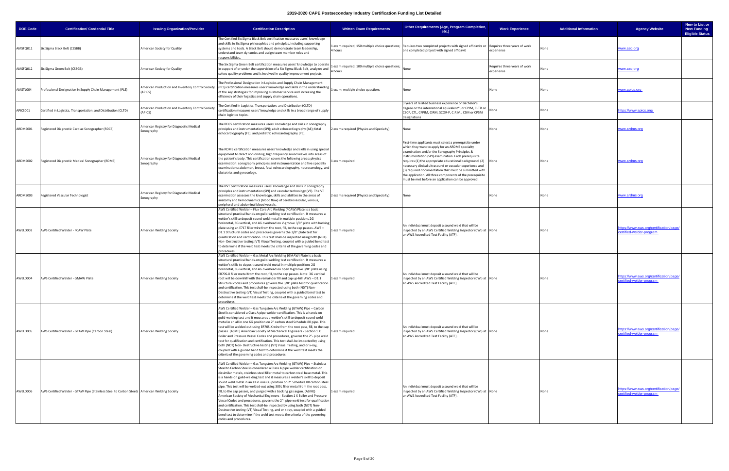# 2019-2020 CAPE Postsecondary Industry Certification Funding List Detailed

| DOE Code | Certification/ Credential Title | Issuing Organization/Provider | Certification Description | Written Exam Requirements | Other Requirements (Age, Program Completion, etc.) | Work Experience | Additional Information | Agency Website | New to List or New Funding Eligible Status |
|---|---|---|---|---|---|---|---|---|---|
| AMSFQ011 | Six Sigma Black Belt (CSSBB) | American Society for Quality | The Certified Six Sigma Black Belt certification measures users' knowledge and skills in Six Sigma philosophies and principles, including supporting systems and tools. A Black Belt should demonstrate team leadership, understand team dynamics and assign team member roles and responsibilities. | 1 exam required; 150 multiple choice questions; 4 hours | Requires two completed projects with signed affidavits or one completed project with signed affidavit | Requires three years of work experience | None | www.asq.org | |
| AMSFQ012 | Six Sigma Green Belt (CSSGB) | American Society for Quality | The Six Sigma Green Belt certification measures users' knowledge to operate in support of or under the supervision of a Six Sigma Black Belt, analyzes and solves quality problems and is involved in quality improvement projects. | 1 exam required; 100 multiple choice questions; 4 hours | None | Requires three years of work experience | None | www.asq.org | |
| AMSTL004 | Professional Designation in Supply Chain Management (PLS) | American Production and Inventory Control Society (APICS) | The Professional Designation in Logistics and Supply Chain Management (PLS) certification measures users' knowledge and skills in the understanding of the key strategies for improving customer service and increasing the efficiency of their logistics and supply chain operations. | 1 exam; multiple choice questions | None | None | None | www.apics.org | |
| APICS001 | Certified in Logistics, Transportation, and Distribution (CLTD) | American Production and Inventory Control Society (APICS) | The Certified in Logistics, Transportation, and Distribution (CLTD) certification measures users' knowledge and skills in a broad range of supply chain logistics topics. | | 3 years of related business experience or Bachelor's degree or the international equivalent*, or CPIM, CLTD or CSCP, CTL, CFPIM, CIRM, SCOR-P, C.P.M., CSM or CPSM designations | None | None | https://www.apics.org/ | |
| ARDMS001 | Registered Diagnostic Cardiac Sonographer (RDCS) | American Registry for Diagnostic Medical Sonography | The RDCS certification measures users' knowledge and skills in sonography principles and instrumentation (SPI); adult echocardiography (AE); fetal echocardiography (FE); and pediatric echocardiography (PE). | 2 exams required (Physics and Specialty) | None | None | None | www.ardms.org | |
| ARDMS002 | Registered Diagnostic Medical Sonographer (RDMS) | American Registry for Diagnostic Medical Sonography | The RDMS certification measures users' knowledge and skills in using special equipment to direct nonionizing, high frequency sound waves into areas of the patient's body. This certification covers the following areas: physics examination: sonography principles and instrumentation and five specialty examinations: abdomen, breast, fetal echocardiography, neurosonology, and obstetrics and gynecology. | 1 exam required | First-time applicants must select a prerequisite under which they want to apply for an ARDMS specialty examination and/or the Sonography Principles & Instrumentation (SPI) examination. Each prerequisite requires (1) the appropriate educational background, (2) necessary clinical ultrasound or vascular experience and (3) required documentation that must be submitted with the application. All three components of the prerequisite must be met before an application can be approved. | None | None | www.ardms.org | |
| ARDMS003 | Registered Vascular Technologist | American Registry for Diagnostic Medical Sonography | The RVT certification measures users' knowledge and skills in sonography principles and instrumentation (SPI) and vascular technology (VT). The VT examination assesses the knowledge, skills and abilities in the areas of anatomy and hemodynamics (blood flow) of cerebrovascular, venous, peripheral and abdominal blood vessels. | 2 exams required (Physics and Specialty) | None | None | None | www.ardms.org | |
| AWELD003 | AWS Certified Welder - FCAW Plate | American Welding Society | AWS Certified Welder – Flux Core Arc Welding (FCAW) Plate is a basic structural practical hands-on guild-welding test certification. It measures a welder's skill to deposit sound weld metal in multiple positions 2G horizontal, 3G vertical, and 4G overhead on V-groove 3/8" plate with backing plate using an E71T filler wire from the root, fill, to the cap passes. AWS – D1.1 Structural codes and procedures governs the 3/8" plate test for qualification and certification. This test shall-be inspected using both (NDT) Non- Destructive testing (VT) Visual Testing, coupled with a guided bend test to determine if the weld test meets the criteria of the governing codes and procedures. | 1 exam required | An individual must deposit a sound weld that will be inspected by an AWS Certified Welding Inspector (CWI) at an AWS Accredited Test Facility (ATF). | None | None | https://www.aws.org/certification/page/certified-welder-program | |
| AWELD004 | AWS Certified Welder - GMAW Plate | American Welding Society | AWS Certified Welder – Gas Metal Arc Welding (GMAW) Plate is a basic structural practical hands-on guild-welding test certification. It measures a welder's skills to deposit sound weld metal in multiple positions 2G horizontal, 3G vertical, and 4G overhead on open V-groove 3/8" plate using ER70S-X filler metal from the root, fill, to the cap passes. Note: 3G vertical root will be downhill with the remainder fill and cap up-hill. AWS – D1.1 Structural codes and procedures governs the 3/8" plate test for qualification and certification. This test shall-be inspected using both (NDT) Non- Destructive testing (VT) Visual Testing, coupled with a guided bend test to determine if the weld test meets the criteria of the governing codes and procedures. | 1 exam required | An individual must deposit a sound weld that will be inspected by an AWS Certified Welding Inspector (CWI) at an AWS Accredited Test Facility (ATF). | None | None | https://www.aws.org/certification/page/certified-welder-program | |
| AWELD005 | AWS Certified Welder - GTAW Pipe (Carbon Steel) | American Welding Society | AWS Certified Welder – Gas Tungsten Arc Welding (GTAW) Pipe – Carbon Steel is considered a Class A pipe welder certification. This is a hands-on guild-welding test and it measures a welder's skill to deposit sound weld metal in an all in one 6G position on 2" carbon steel Schedule 80 pipe. This test will be welded-out using ER70S-X wire from the root pass, fill, to the cap passes. (ASME) American Society of Mechanical Engineers - Section 1 X Boiler and Pressure Vessel Codes and procedures, governs the 2"- pipe weld test for qualification and certification. This test shall-be inspected by using both (NDT) Non- Destructive testing (VT) Visual Testing, and or x-ray, coupled with a guided bend test to determine if the weld test meets the criteria of the governing codes and procedures. | 1 exam required | An individual must deposit a sound weld that will be inspected by an AWS Certified Welding Inspector (CWI) at an AWS Accredited Test Facility (ATF). | None | None | https://www.aws.org/certification/page/certified-welder-program | |
| AWELD006 | AWS Certified Welder - GTAW Pipe (Stainless Steel to Carbon Steel) | American Welding Society | AWS Certified Welder – Gas Tungsten Arc Welding (GTAW) Pipe – Stainless Steel to Carbon Steel is considered a Class A pipe welder certification on dissimilar metals, stainless steel filler metal to carbon steel base metal. This is a hands-on guild-welding test and it measures a welder's skill to deposit sound weld metal in an all in one 6G position on 2" Schedule 80 carbon steel pipe. This test will be welded-out using 309L filler metal from the root pass, fill, to the cap passes, and purged with a backing gas argon. (ASME) American Society of Mechanical Engineers - Section 1 X Boiler and Pressure Vessel Codes and procedures, governs the 2"- pipe weld test for qualification and certification. This test shall-be inspected by using both (NDT) Non- Destructive testing (VT) Visual Testing, and or x-ray, coupled with a guided bend test to determine if the weld test meets the criteria of the governing codes and procedures. | 1 exam required | An individual must deposit a sound weld that will be inspected by an AWS Certified Welding Inspector (CWI) at an AWS Accredited Test Facility (ATF). | None | None | https://www.aws.org/certification/page/certified-welder-program | |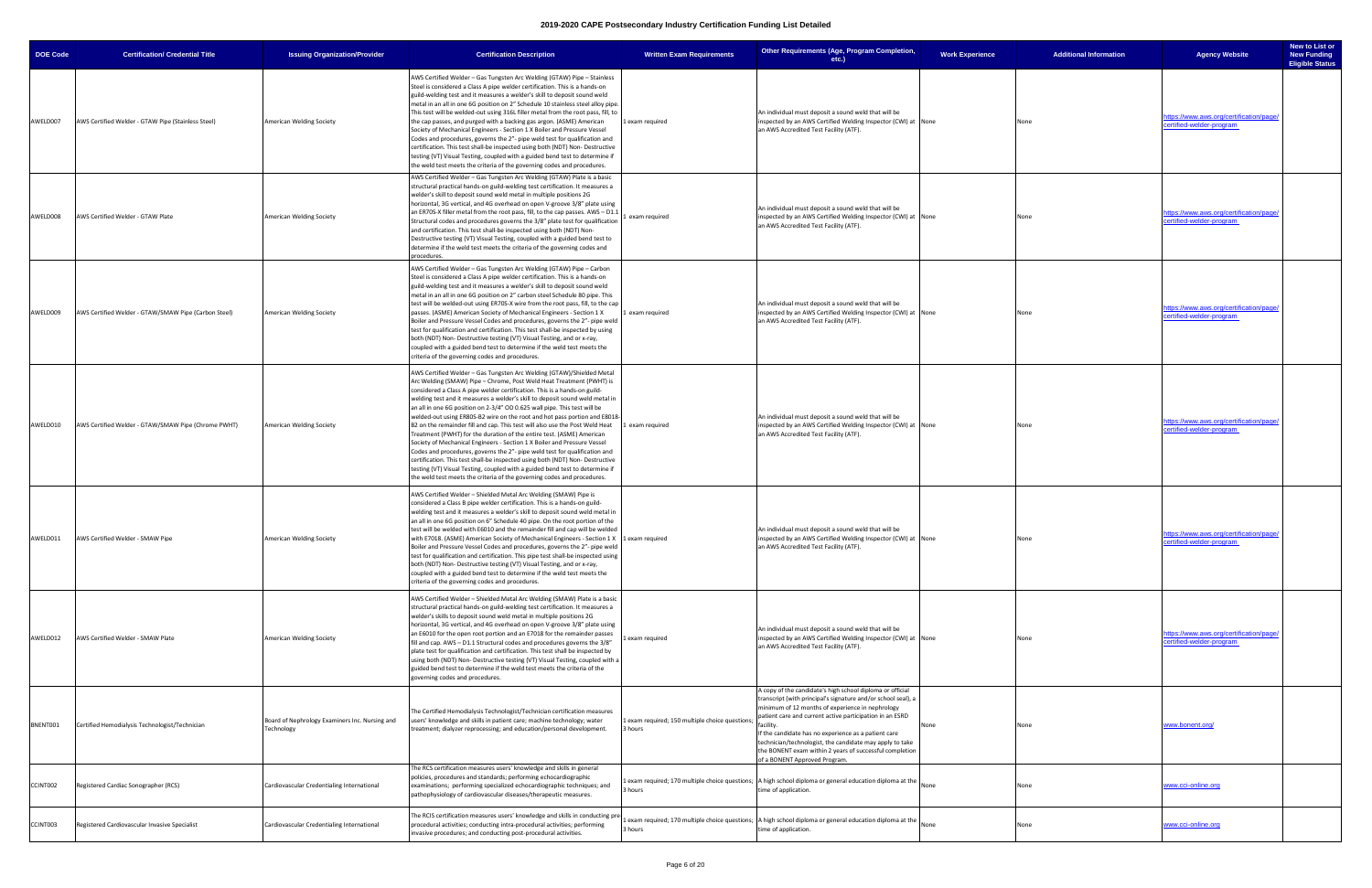# 2019-2020 CAPE Postsecondary Industry Certification Funding List Detailed

| DOE Code | Certification/ Credential Title | Issuing Organization/Provider | Certification Description | Written Exam Requirements | Other Requirements (Age, Program Completion, etc.) | Work Experience | Additional Information | Agency Website | New to List or New Funding Eligible Status |
|---|---|---|---|---|---|---|---|---|---|
| AWELD007 | AWS Certified Welder - GTAW Pipe (Stainless Steel) | American Welding Society | AWS Certified Welder – Gas Tungsten Arc Welding (GTAW) Pipe – Stainless Steel is considered a Class A pipe welder certification. This is a hands-on guild-welding test and it measures a welder's skill to deposit sound weld metal in an all in one 6G position on 2" Schedule 10 stainless steel alloy pipe. This test will be welded-out using 316L filler metal from the root pass, fill, to the cap passes, and purged with a backing gas argon. (ASME) American Society of Mechanical Engineers - Section 1 X Boiler and Pressure Vessel Codes and procedures, governs the 2"- pipe weld test for qualification and certification. This test shall-be inspected using both (NDT) Non- Destructive testing (VT) Visual Testing, coupled with a guided bend test to determine if the weld test meets the criteria of the governing codes and procedures. | 1 exam required | An individual must deposit a sound weld that will be inspected by an AWS Certified Welding Inspector (CWI) at an AWS Accredited Test Facility (ATF). | None | None | https://www.aws.org/certification/page/certified-welder-program | |
| AWELD008 | AWS Certified Welder - GTAW Plate | American Welding Society | AWS Certified Welder – Gas Tungsten Arc Welding (GTAW) Plate is a basic structural practical hands-on guild-welding test certification. It measures a welder's skill to deposit sound weld metal in multiple positions 2G horizontal, 3G vertical, and 4G overhead on open V-groove 3/8" plate using an ER70S-X filler metal from the root pass, fill, to the cap passes. AWS – D1.1 Structural codes and procedures governs the 3/8" plate test for qualification and certification. This test shall-be inspected using both (NDT) Non- Destructive testing (VT) Visual Testing, coupled with a guided bend test to determine if the weld test meets the criteria of the governing codes and procedures. | 1 exam required | An individual must deposit a sound weld that will be inspected by an AWS Certified Welding Inspector (CWI) at an AWS Accredited Test Facility (ATF). | None | None | https://www.aws.org/certification/page/certified-welder-program | |
| AWELD009 | AWS Certified Welder - GTAW/SMAW Pipe (Carbon Steel) | American Welding Society | AWS Certified Welder – Gas Tungsten Arc Welding (GTAW) Pipe – Carbon Steel is considered a Class A pipe welder certification. This is a hands-on guild-welding test and it measures a welder's skill to deposit sound weld metal in an all in one 6G position on 2" carbon steel Schedule 80 pipe. This test will be welded-out using ER70S-X wire from the root pass, fill, to the cap passes. (ASME) American Society of Mechanical Engineers - Section 1 X Boiler and Pressure Vessel Codes and procedures, governs the 2"- pipe weld test for qualification and certification. This test shall-be inspected by using both (NDT) Non- Destructive testing (VT) Visual Testing, and or x-ray, coupled with a guided bend test to determine if the weld test meets the criteria of the governing codes and procedures. | 1 exam required | An individual must deposit a sound weld that will be inspected by an AWS Certified Welding Inspector (CWI) at an AWS Accredited Test Facility (ATF). | None | None | https://www.aws.org/certification/page/certified-welder-program | |
| AWELD010 | AWS Certified Welder - GTAW/SMAW Pipe (Chrome PWHT) | American Welding Society | AWS Certified Welder – Gas Tungsten Arc Welding (GTAW)/Shielded Metal Arc Welding (SMAW) Pipe – Chrome, Post Weld Heat Treatment (PWHT) is considered a Class A pipe welder certification. This is a hands-on guild-welding test and it measures a welder's skill to deposit sound weld metal in an all in one 6G position on 2-3/4" OD 0.625 wall pipe. This test will be welded-out using ER80S-B2 wire on the root and hot pass portion and E8018-B2 on the remainder fill and cap. This test will also use the Post Weld Heat Treatment (PWHT) for the duration of the entire test. (ASME) American Society of Mechanical Engineers - Section 1 X Boiler and Pressure Vessel Codes and procedures, governs the 2"- pipe weld test for qualification and certification. This test shall-be inspected using both (NDT) Non- Destructive testing (VT) Visual Testing, coupled with a guided bend test to determine if the weld test meets the criteria of the governing codes and procedures. | 1 exam required | An individual must deposit a sound weld that will be inspected by an AWS Certified Welding Inspector (CWI) at an AWS Accredited Test Facility (ATF). | None | None | https://www.aws.org/certification/page/certified-welder-program | |
| AWELD011 | AWS Certified Welder - SMAW Pipe | American Welding Society | AWS Certified Welder – Shielded Metal Arc Welding (SMAW) Pipe is considered a Class B pipe welder certification. This is a hands-on guild-welding test and it measures a welder's skill to deposit sound weld metal in an all in one 6G position on 6" Schedule 40 pipe. On the root portion of the test will be welded with E6010 and the remainder fill and cap will be welded with E7018. (ASME) American Society of Mechanical Engineers - Section 1 X Boiler and Pressure Vessel Codes and procedures, governs the 2"- pipe weld test for qualification and certification. This pipe test shall-be inspected using both (NDT) Non- Destructive testing (VT) Visual Testing, and or x-ray, coupled with a guided bend test to determine if the weld test meets the criteria of the governing codes and procedures. | 1 exam required | An individual must deposit a sound weld that will be inspected by an AWS Certified Welding Inspector (CWI) at an AWS Accredited Test Facility (ATF). | None | None | https://www.aws.org/certification/page/certified-welder-program | |
| AWELD012 | AWS Certified Welder - SMAW Plate | American Welding Society | AWS Certified Welder – Shielded Metal Arc Welding (SMAW) Plate is a basic structural practical hands-on guild-welding test certification. It measures a welder's skills to deposit sound weld metal in multiple positions 2G horizontal, 3G vertical, and 4G overhead on open V-groove 3/8" plate using an E6010 for the open root portion and an E7018 for the remainder passes fill and cap. AWS – D1.1 Structural codes and procedures governs the 3/8" plate test for qualification and certification. This test shall be inspected by using both (NDT) Non- Destructive testing (VT) Visual Testing, coupled with a guided bend test to determine if the weld test meets the criteria of the governing codes and procedures. | 1 exam required | An individual must deposit a sound weld that will be inspected by an AWS Certified Welding Inspector (CWI) at an AWS Accredited Test Facility (ATF). | None | None | https://www.aws.org/certification/page/certified-welder-program | |
| BNENT001 | Certified Hemodialysis Technologist/Technician | Board of Nephrology Examiners Inc. Nursing and Technology | The Certified Hemodialysis Technologist/Technician certification measures users' knowledge and skills in patient care; machine technology; water treatment; dialyzer reprocessing; and education/personal development. | 1 exam required; 150 multiple choice questions; 3 hours | A copy of the candidate's high school diploma or official transcript (with principal's signature and/or school seal), a minimum of 12 months of experience in nephrology patient care and current active participation in an ESRD facility. If the candidate has no experience as a patient care technician/technologist, the candidate may apply to take the BONENT exam within 2 years of successful completion of a BONENT Approved Program. | None | None | www.bonent.org/ | |
| CCINT002 | Registered Cardiac Sonographer (RCS) | Cardiovascular Credentialing International | The RCS certification measures users' knowledge and skills in general policies, procedures and standards; performing echocardiographic examinations; performing specialized echocardiographic techniques; and pathophysiology of cardiovascular diseases/therapeutic measures. | 1 exam required; 170 multiple choice questions; 3 hours | A high school diploma or general education diploma at the time of application. | None | None | www.cci-online.org | |
| CCINT003 | Registered Cardiovascular Invasive Specialist | Cardiovascular Credentialing International | The RCIS certification measures users' knowledge and skills in conducting pre-procedural activities; conducting intra-procedural activities; performing invasive procedures; and conducting post-procedural activities. | 1 exam required; 170 multiple choice questions; 3 hours | A high school diploma or general education diploma at the time of application. | None | None | www.cci-online.org | |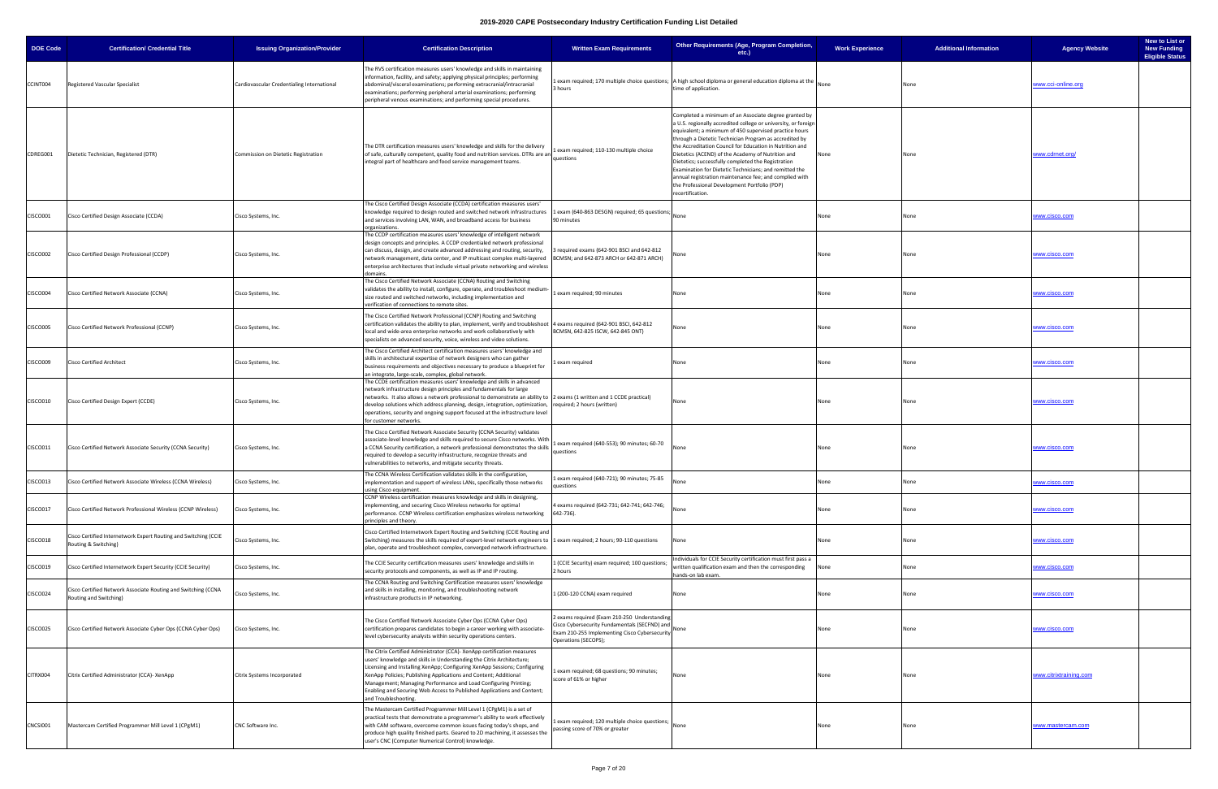# 2019-2020 CAPE Postsecondary Industry Certification Funding List Detailed

| DOE Code | Certification/ Credential Title | Issuing Organization/Provider | Certification Description | Written Exam Requirements | Other Requirements (Age, Program Completion, etc.) | Work Experience | Additional Information | Agency Website | New to List or New Funding Eligible Status |
|---|---|---|---|---|---|---|---|---|---|
| CCINT004 | Registered Vascular Specialist | Cardiovascular Credentialing International | The RVS certification measures users' knowledge and skills in maintaining information, facility, and safety; applying physical principles; performing abdominal/visceral examinations; performing extracranial/intracranial examinations; performing peripheral arterial examinations; performing peripheral venous examinations; and performing special procedures. | 1 exam required; 170 multiple choice questions; 3 hours | A high school diploma or general education diploma at the time of application. | None | None | www.cci-online.org | |
| CDREG001 | Dietetic Technician, Registered (DTR) | Commission on Dietetic Registration | The DTR certification measures users' knowledge and skills for the delivery of safe, culturally competent, quality food and nutrition services. DTRs are an integral part of healthcare and food service management teams. | 1 exam required; 110-130 multiple choice questions | Completed a minimum of an Associate degree granted by a U.S. regionally accredited college or university, or foreign equivalent; a minimum of 450 supervised practice hours through a Dietetic Technician Program as accredited by the Accreditation Council for Education in Nutrition and Dietetics (ACEND) of the Academy of Nutrition and Dietetics; successfully completed the Registration Examination for Dietetic Technicians; and remitted the annual registration maintenance fee; and complied with the Professional Development Portfolio (PDP) recertification. | None | None | www.cdrnet.org/ | |
| CISCO001 | Cisco Certified Design Associate (CCDA) | Cisco Systems, Inc. | The Cisco Certified Design Associate (CCDA) certification measures users' knowledge required to design routed and switched network infrastructures and services involving LAN, WAN, and broadband access for business organizations. | 1 exam (640-863 DESGN) required; 65 questions; 90 minutes | None | None | None | www.cisco.com | |
| CISCO002 | Cisco Certified Design Professional (CCDP) | Cisco Systems, Inc. | The CCDP certification measures users' knowledge of intelligent network design concepts and principles. A CCDP credentialed network professional can discuss, design, and create advanced addressing and routing, security, network management, data center, and IP multicast complex multi-layered enterprise architectures that include virtual private networking and wireless domains. | 3 required exams (642-901 BSCI and 642-812 BCMSN; and 642-873 ARCH or 642-871 ARCH) | None | None | None | www.cisco.com | |
| CISCO004 | Cisco Certified Network Associate (CCNA) | Cisco Systems, Inc. | The Cisco Certified Network Associate (CCNA) Routing and Switching validates the ability to install, configure, operate, and troubleshoot medium-size routed and switched networks, including implementation and verification of connections to remote sites. | 1 exam required; 90 minutes | None | None | None | www.cisco.com | |
| CISCO005 | Cisco Certified Network Professional (CCNP) | Cisco Systems, Inc. | The Cisco Certified Network Professional (CCNP) Routing and Switching certification validates the ability to plan, implement, verify and troubleshoot local and wide-area enterprise networks and work collaboratively with specialists on advanced security, voice, wireless and video solutions. | 4 exams required (642-901 BSCI, 642-812 BCMSN, 642-825 ISCW, 642-845 ONT) | None | None | None | www.cisco.com | |
| CISCO009 | Cisco Certified Architect | Cisco Systems, Inc. | The Cisco Certified Architect certification measures users' knowledge and skills in architectural expertise of network designers who can gather business requirements and objectives necessary to produce a blueprint for an integrate, large-scale, complex, global network. | 1 exam required | None | None | None | www.cisco.com | |
| CISCO010 | Cisco Certified Design Expert (CCDE) | Cisco Systems, Inc. | The CCDE certification measures users' knowledge and skills in advanced network infrastructure design principles and fundamentals for large networks. It also allows a network professional to demonstrate an ability to develop solutions which address planning, design, integration, optimization, operations, security and ongoing support focused at the infrastructure level for customer networks. | 2 exams (1 written and 1 CCDE practical) required; 2 hours (written) | None | None | None | www.cisco.com | |
| CISCO011 | Cisco Certified Network Associate Security (CCNA Security) | Cisco Systems, Inc. | The Cisco Certified Network Associate Security (CCNA Security) validates associate-level knowledge and skills required to secure Cisco networks. With a CCNA Security certification, a network professional demonstrates the skills required to develop a security infrastructure, recognize threats and vulnerabilities to networks, and mitigate security threats. | 1 exam required (640-553); 90 minutes; 60-70 questions | None | None | None | www.cisco.com | |
| CISCO013 | Cisco Certified Network Associate Wireless (CCNA Wireless) | Cisco Systems, Inc. | The CCNA Wireless Certification validates skills in the configuration, implementation and support of wireless LANs, specifically those networks using Cisco equipment. | 1 exam required (640-721); 90 minutes; 75-85 questions | None | None | None | www.cisco.com | |
| CISCO017 | Cisco Certified Network Professional Wireless (CCNP Wireless) | Cisco Systems, Inc. | CCNP Wireless certification measures knowledge and skills in designing, implementing, and securing Cisco Wireless networks for optimal performance. CCNP Wireless certification emphasizes wireless networking principles and theory. | 4 exams required (642-731; 642-741; 642-746; 642-736). | None | None | None | www.cisco.com | |
| CISCO018 | Cisco Certified Internetwork Expert Routing and Switching (CCIE Routing & Switching) | Cisco Systems, Inc. | Cisco Certified Internetwork Expert Routing and Switching (CCIE Routing and Switching) measures the skills required of expert-level network engineers to plan, operate and troubleshoot complex, converged network infrastructure. | 1 exam required; 2 hours; 90-110 questions | None | None | None | www.cisco.com | |
| CISCO019 | Cisco Certified Internetwork Expert Security (CCIE Security) | Cisco Systems, Inc. | The CCIE Security certification measures users' knowledge and skills in security protocols and components, as well as IP and IP routing. | 1 (CCIE Security) exam required; 100 questions; 2 hours | Individuals for CCIE Security certification must first pass a written qualification exam and then the corresponding hands-on lab exam. | None | None | www.cisco.com | |
| CISCO024 | Cisco Certified Network Associate Routing and Switching (CCNA Routing and Switching) | Cisco Systems, Inc. | The CCNA Routing and Switching Certification measures users' knowledge and skills in installing, monitoring, and troubleshooting network infrastructure products in IP networking. | 1 (200-120 CCNA) exam required | None | None | None | www.cisco.com | |
| CISCO025 | Cisco Certified Network Associate Cyber Ops (CCNA Cyber Ops) | Cisco Systems, Inc. | The Cisco Certified Network Associate Cyber Ops (CCNA Cyber Ops) certification prepares candidates to begin a career working with associate-level cybersecurity analysts within security operations centers. | 2 exams required (Exam 210-250 Understanding Cisco Cybersecurity Fundamentals (SECFND) and Exam 210-255 Implementing Cisco Cybersecurity Operations (SECOPS); | None | None | None | www.cisco.com | |
| CITRX004 | Citrix Certified Administrator (CCA)- XenApp | Citrix Systems Incorporated | The Citrix Certified Administrator (CCA)- XenApp certification measures users' knowledge and skills in Understanding the Citrix Architecture; Licensing and Installing XenApp; Configuring XenApp Sessions; Configuring XenApp Policies; Publishing Applications and Content; Additional Management; Managing Performance and Load Configuring Printing; Enabling and Securing Web Access to Published Applications and Content; and Troubleshooting. | 1 exam required; 68 questions; 90 minutes; score of 61% or higher | None | None | None | www.citrixtraining.com | |
| CNCSI001 | Mastercam Certified Programmer Mill Level 1 (CPgM1) | CNC Software Inc. | The Mastercam Certified Programmer Mill Level 1 (CPgM1) is a set of practical tests that demonstrate a programmer's ability to work effectively with CAM software, overcome common issues facing today's shops, and produce high quality finished parts. Geared to 2D machining, it assesses the user's CNC (Computer Numerical Control) knowledge. | 1 exam required; 120 multiple choice questions; passing score of 70% or greater | None | None | None | www.mastercam.com | |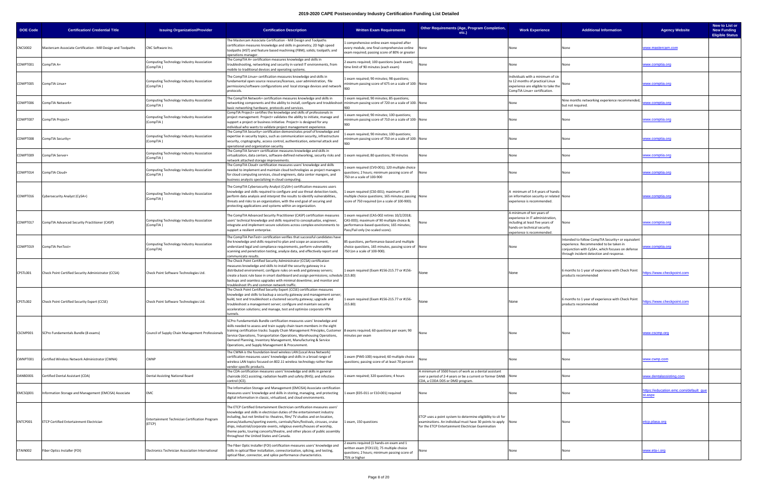# 2019-2020 CAPE Postsecondary Industry Certification Funding List Detailed

| DOE Code | Certification/ Credential Title | Issuing Organization/Provider | Certification Description | Written Exam Requirements | Other Requirements (Age, Program Completion, etc.) | Work Experience | Additional Information | Agency Website | New to List or New Funding Eligible Status |
|---|---|---|---|---|---|---|---|---|---|
| CNCSI002 | Mastercam Associate Certification - Mill Design and Toolpaths | CNC Software Inc. | The Mastercam Associate Certification - Mill Design and Toolpaths certification measures knowledge and skills in geometry; 2D high speed toolpaths (HST) and feature based machining (FBM); solids; toolpath; and operations manager. | 1 comprehensive online exam required after every module, one final comprehensive online exam required; passing score of 80% or greater | None | None | None | www.mastercam.com | |
| COMPT001 | CompTIA A+ | Computing Technology Industry Association (CompTIA ) | The CompTIA A+ certification measures knowledge and skills in troubleshooting, networking and security in varied IT environments, from mobile to traditional devices and operating systems. | 2 exams required; 100 questions (each exam); time limit of 90 minutes (each exam) | None | None | None | www.comptia.org | |
| COMPT005 | CompTIA Linux+ | Computing Technology Industry Association (CompTIA ) | The CompTIA Linux+ certification measures knowledge and skills in fundamental open source resources/licenses, user administration, file permissions/software configurations and local storage devices and network protocols. | 1 exam required; 90 minutes; 98 questions; minimum passing score of 675 on a scale of 100-900 | None | Individuals with a minimum of six to 12 months of practical Linux experience are eligible to take the CompTIA Linux+ certification. | None | www.comptia.org | |
| COMPT006 | CompTIA Network+ | Computing Technology Industry Association (CompTIA ) | The CompTIA Network+ certification measures knowledge and skills in networking components and the ability to install, configure and troubleshoot basic networking hardware, protocols and services. | 1 exam required; 90 minutes; 85 questions; minimum passing score of 720 on a scale of 100-900 | None | None | Nine months networking experience recommended, but not required. | www.comptia.org | |
| COMPT007 | CompTIA Project+ | Computing Technology Industry Association (CompTIA ) | CompTIA Project+ certifies the knowledge and skills of professionals in project management. Project+ validates the ability to initiate, manage and support a project or business initiative. Project+ is designed for any individual who wants to validate project management experience. | 1 exam required; 90 minutes; 100 questions; minimum passing score of 710 on a scale of 100-900 | None | None | None | www.comptia.org | |
| COMPT008 | CompTIA Security+ | Computing Technology Industry Association (CompTIA ) | The CompTIA Security+ certification demonstrates proof of knowledge and expertise in security topics, such as communication security, infrastructure security, cryptography, access control, authentication, external attack and operational and organization security. | 1 exam required; 90 minutes; 100 questions; minimum passing score of 750 on a scale of 100-900 | None | None | None | www.comptia.org | |
| COMPT009 | CompTIA Server+ | Computing Technology Industry Association (CompTIA ) | The CompTIA Server+ certification measures knowledge and skills in virtualization, data centers, software-defined networking, security risks and network attached storage improvements. | 1 exam required; 80 questions; 90 minutes | None | None | None | www.comptia.org | |
| COMPT014 | CompTIA Cloud+ | Computing Technology Industry Association (CompTIA ) | The CompTIA Cloud+ certification measures users' knowledge and skills needed to implement and maintain cloud technologies as project managers for cloud computing services, cloud engineers, data center mangers, and business analysts specializing in cloud computing. | 1 exam required (CV0-001); 120 multiple choice questions; 2 hours; minimum passing score of 750 on a scale of 100-900 | None | None | None | www.comptia.org | |
| COMPT016 | Cybersecurity Analyst (CySA+) | Computing Technology Industry Association (CompTIA ) | The CompTIA Cybersecurity Analyst (CySA+) certification measures users knowledge and skills required to configure and use threat detection tools, perform data analysis and interpret the results to identify vulnerabilities, threats and risks to an organization, with the end goal of securing and protecting applications and systems within an organization. | 1 exam required (CS0-001); maximum of 85 multiple choice questions; 165 minutes; passing score of 750 required (on a scale of 100-900). | None | A minimum of 3-4 years of hands-on information security or related experience is recommended. | None | www.comptia.org | |
| COMPT017 | CompTIA Advanced Security Practitioner (CASP) | Computing Technology Industry Association (CompTIA ) | The CompTIA Advanced Security Practitioner (CASP) certification measures users' technical knowledge and skills required to conceptualize, engineer, integrate and implement secure solutions across complex environments to support a resilient enterprise. | 1 exam required (CAS-002 retires 10/2/2018; CAS-003); maximum of 90 multiple choice & performance-based questions; 165 minutes; Pass/Fail only (no scaled score). | None | A minimum of ten years of experience in IT administration, including at least five years of hands-on technical security experience is recommended. | None | www.comptia.org | |
| COMPT019 | CompTIA PenTest+ | Computing Technology Industry Association (CompTIA) | The CompTIA PenTest+ certification verifies that successful candidates have the knowledge and skills required to plan and scope an assessment, understand legal and compliance requirements, perform vulnerability scanning and penetration testing, analyze data, and effectively report and communicate results. | 85 questions, performance-based and multiple choice questions, 165 minutes, passing score of 750 (on a scale of 100-900). | None | None | Intended to follow CompTIA Security+ or equivalent experience. Recommended to be taken in conjunction with CySA+, which focuses on defense through incident detection and response. | www.comptia.org | |
| CPSTL001 | Check Point Certified Security Administrator (CCSA) | Check Point Software Technologies Ltd. | The Check Point Certified Security Administrator (CCSA) certification measures knowledge and skills to install the security gateway in a distributed environment; configure rules on web and gateway servers; create a basic rule base in smart dashboard and assign permissions; schedule backups and seamless upgrades with minimal downtime; and monitor and troubleshoot IPs and common network traffic. | 1 exam required (Exam #156-215.77 or #156-215.80) | None | None | 6 months to 1 year of experience with Check Point products recommended | https://www.checkpoint.com | |
| CPSTL002 | Check Point Certified Security Expert (CCSE) | Check Point Software Technologies Ltd. | The Check Point Certified Security Expert (CCSE) certification measures knowledge and skills to backup a security gateway and management server; build, test and troubleshoot a clustered security gateway; upgrade and troubleshoot a management server; configure and maintain security acceleration solutions; and manage, test and optimize corporate VPN tunnels. | 1 exam required (Exam #156-215.77 or #156-215.80) | None | None | 6 months to 1 year of experience with Check Point products recommended | https://www.checkpoint.com | |
| CSCMP001 | SCPro Fundamentals Bundle (8 exams) | Council of Supply Chain Management Professionals | SCPro Fundamentals Bundle certification measures users' knowledge and skills needed to assess and train supply chain team members in the eight training certification tracks: Supply Chain Management Principles, Customer Service Operations, Transportation Operations, Warehousing Operations, Demand Planning, Inventory Management, Manufacturing & Service Operations, and Supply Management & Procurement. | 8 exams required; 60 questions per exam; 90 minutes per exam | None | None | None | www.cscmp.org | |
| CWNPT001 | Certified Wireless Network Administrator (CWNA) | CWNP | The CWNA is the foundation-level wireless LAN (Local Area Network) certification measures users' knowledge and skills in a broad range of wireless LAN topics focused on 802.11 wireless technology rather than vendor-specific products. | 1 exam (PW0-100) required; 60 multiple choice questions; passing score of at least 70 percent | None | None | None | www.cwnp.com | |
| DANBD001 | Certified Dental Assistant (CDA) | Dental Assisting National Board | The CDA certification measures users' knowledge and skills in general chairside (GC) assisting; radiation health and safety (RHS); and infection control (ICE). | 1 exam required; 320 questions; 4 hours | A minimum of 3500 hours of work as a dental assistant over a period of 2-4 years or be a current or former DANB CDA, a CODA DDS or DMD program. | None | None | www.dentalassisting.com | |
| EMCSQ001 | Information Storage and Management (EMCISA) Associate | EMC | The Information Storage and Management (EMCISA) Associate certification measures users' knowledge and skills in storing, managing, and protecting digital information in classic, virtualized, and cloud environments. | 1 exam (E05-011 or E10-001) required | None | None | None | https://education.emc.com/default_guest.aspx | |
| ENTCP001 | ETCP Certified Entertainment Electrician | Entertainment Technician Certification Program (ETCP) | The ETCP Certified Entertainment Electrician certification measures users' knowledge and skills in electrician duties of the entertainment industry including, but not limited to: theatres, film/ TV studios and on location, arenas/stadiums/sporting events, carnivals/fairs/festivals, circuses, cruise ships, industrial/corporate events, religious events/houses of worship, theme parks, touring concerts/theatre, and other places of public assembly throughout the United States and Canada. | 1 exam, 150 questions | ETCP uses a point system to determine eligibility to sit for examinations. An individual must have 30 points to apply for the ETCP Entertainment Electrician Examination | None | None | etcp.plasa.org | |
| ETAIN002 | Fiber Optics Installer (FOI) | Electronics Technician Association International | The Fiber Optic Installer (FOI) certification measures users' knowledge and skills in optical fiber installation, connectorization, splicing, and testing, optical fiber, connector, and splice performance characteristics. | 2 exams required (1 hands-on exam and 1 written exam (FOI113); 75 multiple choice questions; 2 hours; minimum passing score of 75% or higher | None | None | None | www.eta-i.org | |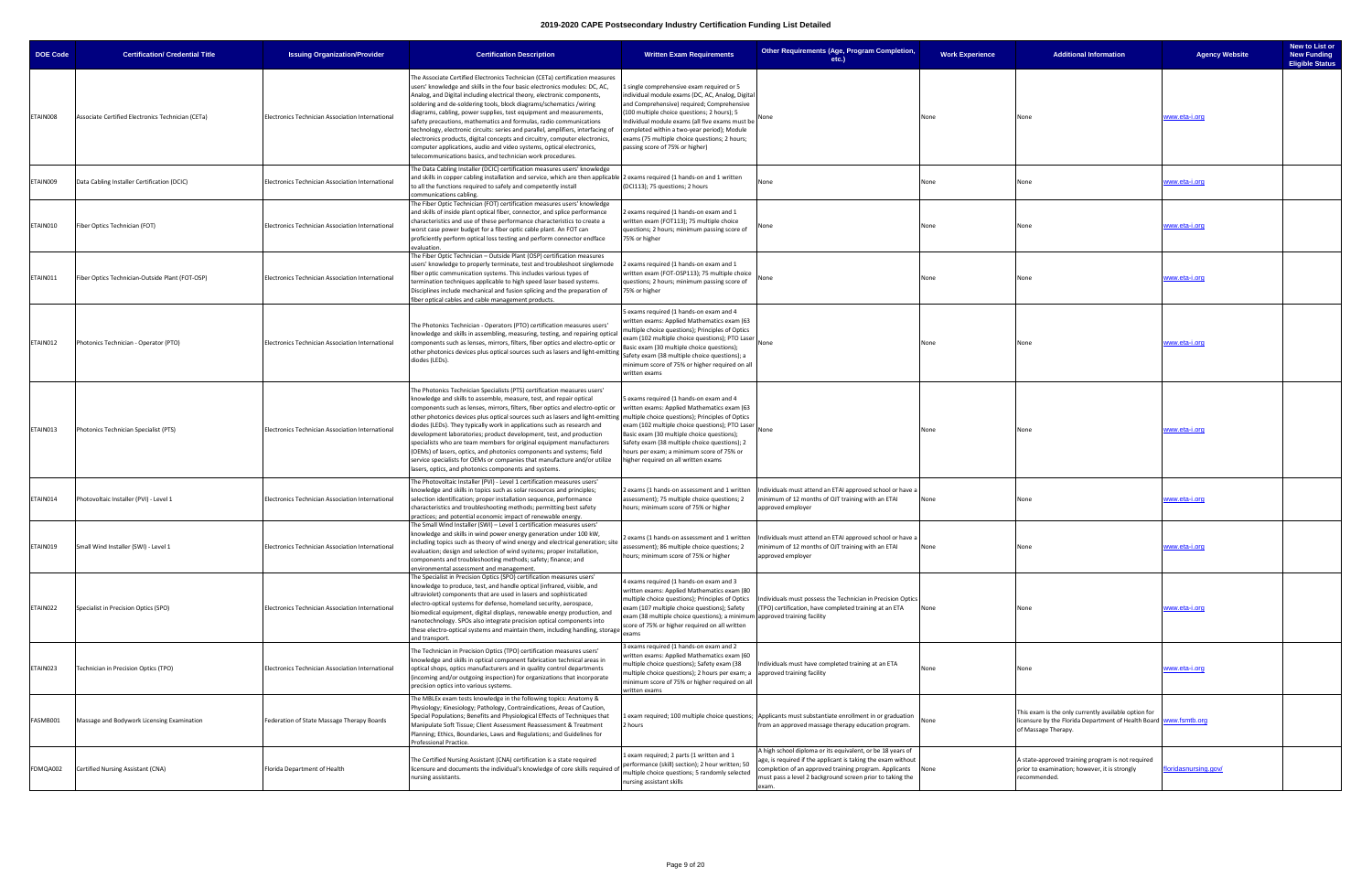# 2019-2020 CAPE Postsecondary Industry Certification Funding List Detailed

| DOE Code | Certification/ Credential Title | Issuing Organization/Provider | Certification Description | Written Exam Requirements | Other Requirements (Age, Program Completion, etc.) | Work Experience | Additional Information | Agency Website | New to List or New Funding Eligible Status |
|---|---|---|---|---|---|---|---|---|---|
| ETAIN008 | Associate Certified Electronics Technician (CETa) | Electronics Technician Association International | The Associate Certified Electronics Technician (CETa) certification measures users' knowledge and skills in the four basic electronics modules: DC, AC, Analog, and Digital including electrical theory, electronic components, soldering and de-soldering tools, block diagrams/schematics /wiring diagrams, cabling, power supplies, test equipment and measurements, safety precautions, mathematics and formulas, radio communications technology, electronic circuits: series and parallel, amplifiers, interfacing of electronics products, digital concepts and circuitry, computer electronics, computer applications, audio and video systems, optical electronics, telecommunications basics, and technician work procedures. | 1 single comprehensive exam required or 5 individual module exams (DC, AC, Analog, Digital and Comprehensive) required; Comprehensive (100 multiple choice questions; 2 hours); 5 Individual module exams (all five exams must be completed within a two-year period); Module exams (75 multiple choice questions; 2 hours; passing score of 75% or higher) | None | None | None | www.eta-i.org | |
| ETAIN009 | Data Cabling Installer Certification (DCIC) | Electronics Technician Association International | The Data Cabling Installer (DCIC) certification measures users' knowledge and skills in copper cabling installation and service, which are then applicable to all the functions required to safely and competently install communications cabling. | 2 exams required (1 hands-on and 1 written (DCI113); 75 questions; 2 hours | None | None | None | www.eta-i.org | |
| ETAIN010 | Fiber Optics Technician (FOT) | Electronics Technician Association International | The Fiber Optic Technician (FOT) certification measures users' knowledge and skills of inside plant optical fiber, connector, and splice performance characteristics and use of these performance characteristics to create a worst case power budget for a fiber optic cable plant. An FOT can proficiently perform optical loss testing and perform connector endface evaluation. | 2 exams required (1 hands-on exam and 1 written exam (FOT113); 75 multiple choice questions; 2 hours; minimum passing score of 75% or higher | None | None | None | www.eta-i.org | |
| ETAIN011 | Fiber Optics Technician-Outside Plant (FOT-OSP) | Electronics Technician Association International | The Fiber Optic Technician – Outside Plant (OSP) certification measures users' knowledge to properly terminate, test and troubleshoot singlemode fiber optic communication systems. This includes various types of termination techniques applicable to high speed laser based systems. Disciplines include mechanical and fusion splicing and the preparation of fiber optical cables and cable management products. | 2 exams required (1 hands-on exam and 1 written exam (FOT-OSP113); 75 multiple choice questions; 2 hours; minimum passing score of 75% or higher | None | None | None | www.eta-i.org | |
| ETAIN012 | Photonics Technician - Operator (PTO) | Electronics Technician Association International | The Photonics Technician - Operators (PTO) certification measures users' knowledge and skills in assembling, measuring, testing, and repairing optical components such as lenses, mirrors, filters, fiber optics and electro-optic or other photonics devices plus optical sources such as lasers and light-emitting diodes (LEDs). | 5 exams required (1 hands-on exam and 4 written exams: Applied Mathematics exam (63 multiple choice questions); Principles of Optics exam (102 multiple choice questions); PTO Laser Basic exam (30 multiple choice questions); Safety exam (38 multiple choice questions); a minimum score of 75% or higher required on all written exams | None | None | None | www.eta-i.org | |
| ETAIN013 | Photonics Technician Specialist (PTS) | Electronics Technician Association International | The Photonics Technician Specialists (PTS) certification measures users' knowledge and skills to assemble, measure, test, and repair optical components such as lenses, mirrors, filters, fiber optics and electro-optic or other photonics devices plus optical sources such as lasers and light-emitting diodes (LEDs). They typically work in applications such as research and development laboratories; product development, test, and production specialists who are team members for original equipment manufacturers (OEMs) of lasers, optics, and photonics components and systems; field service specialists for OEMs or companies that manufacture and/or utilize lasers, optics, and photonics components and systems. | 5 exams required (1 hands-on exam and 4 written exams: Applied Mathematics exam (63 multiple choice questions); Principles of Optics exam (102 multiple choice questions); PTO Laser Basic exam (30 multiple choice questions); Safety exam (38 multiple choice questions); 2 hours per exam; a minimum score of 75% or higher required on all written exams | None | None | None | www.eta-i.org | |
| ETAIN014 | Photovoltaic Installer (PVI) - Level 1 | Electronics Technician Association International | The Photovoltaic Installer (PVI) - Level 1 certification measures users' knowledge and skills in topics such as solar resources and principles; selection identification; proper installation sequence, performance characteristics and troubleshooting methods; permitting best safety practices; and potential economic impact of renewable energy. | 2 exams (1 hands-on assessment and 1 written assessment); 75 multiple choice questions; 2 hours; minimum score of 75% or higher | Individuals must attend an ETAI approved school or have a minimum of 12 months of OJT training with an ETAI approved employer | None | None | www.eta-i.org | |
| ETAIN019 | Small Wind Installer (SWI) - Level 1 | Electronics Technician Association International | The Small Wind Installer (SWI) – Level 1 certification measures users' knowledge and skills in wind power energy generation under 100 kW, including topics such as theory of wind energy and electrical generation; site evaluation; design and selection of wind systems; proper installation, components and troubleshooting methods; safety; finance; and environmental assessment and management. | 2 exams (1 hands-on assessment and 1 written assessment); 86 multiple choice questions; 2 hours; minimum score of 75% or higher | Individuals must attend an ETAI approved school or have a minimum of 12 months of OJT training with an ETAI approved employer | None | None | www.eta-i.org | |
| ETAIN022 | Specialist in Precision Optics (SPO) | Electronics Technician Association International | The Specialist in Precision Optics (SPO) certification measures users' knowledge to produce, test, and handle optical (infrared, visible, and ultraviolet) components that are used in lasers and sophisticated electro-optical systems for defense, homeland security, aerospace, biomedical equipment, digital displays, renewable energy production, and nanotechnology. SPOs also integrate precision optical components into these electro-optical systems and maintain them, including handling, storage and transport. | 4 exams required (1 hands-on exam and 3 written exams: Applied Mathematics exam (80 multiple choice questions); Principles of Optics exam (107 multiple choice questions); Safety exam (38 multiple choice questions); a minimum score of 75% or higher required on all written exams | Individuals must possess the Technician in Precision Optics (TPO) certification, have completed training at an ETA approved training facility | None | None | www.eta-i.org | |
| ETAIN023 | Technician in Precision Optics (TPO) | Electronics Technician Association International | The Technician in Precision Optics (TPO) certification measures users' knowledge and skills in optical component fabrication technical areas in optical shops, optics manufacturers and in quality control departments (incoming and/or outgoing inspection) for organizations that incorporate precision optics into various systems. | 3 exams required (1 hands-on exam and 2 written exams: Applied Mathematics exam (60 multiple choice questions); Safety exam (38 multiple choice questions); 2 hours per exam; a minimum score of 75% or higher required on all written exams | Individuals must have completed training at an ETA approved training facility | None | None | www.eta-i.org | |
| FASMB001 | Massage and Bodywork Licensing Examination | Federation of State Massage Therapy Boards | The MBLEx exam tests knowledge in the following topics: Anatomy & Physiology; Kinesiology; Pathology, Contraindications, Areas of Caution, Special Populations; Benefits and Physiological Effects of Techniques that Manipulate Soft Tissue; Client Assessment Reassessment & Treatment Planning; Ethics, Boundaries, Laws and Regulations; and Guidelines for Professional Practice. | 1 exam required; 100 multiple choice questions; 2 hours | Applicants must substantiate enrollment in or graduation from an approved massage therapy education program. | None | This exam is the only currently available option for licensure by the Florida Department of Health Board of Massage Therapy. | www.fsmtb.org | |
| FDMQA002 | Certified Nursing Assistant (CNA) | Florida Department of Health | The Certified Nursing Assistant (CNA) certification is a state required licensure and documents the individual's knowledge of core skills required of nursing assistants. | 1 exam required; 2 parts (1 written and 1 performance (skill) section); 2 hour written; 50 multiple choice questions; 5 randomly selected nursing assistant skills | A high school diploma or its equivalent, or be 18 years of age, is required if the applicant is taking the exam without completion of an approved training program. Applicants must pass a level 2 background screen prior to taking the exam. | None | A state-approved training program is not required prior to examination; however, it is strongly recommended. | floridasnursing.gov/ | |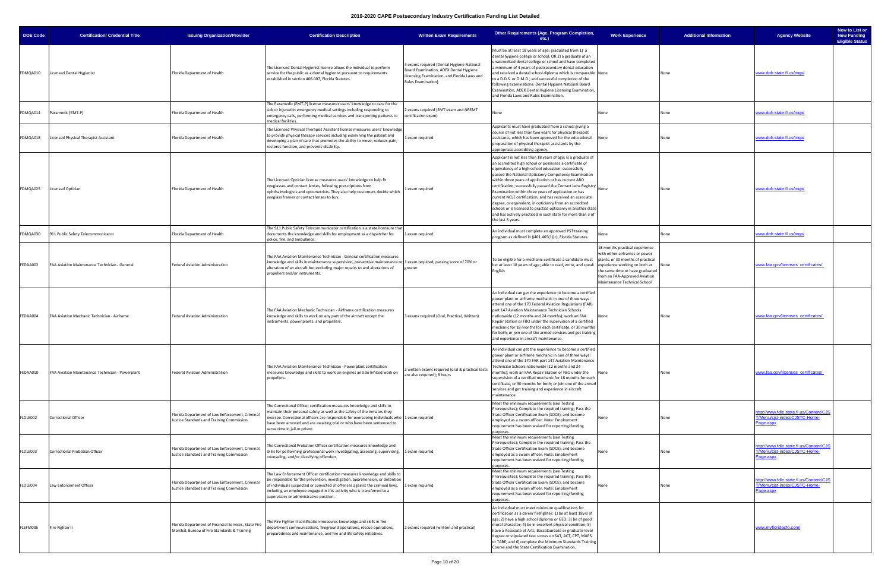# 2019-2020 CAPE Postsecondary Industry Certification Funding List Detailed

| DOE Code | Certification/ Credential Title | Issuing Organization/Provider | Certification Description | Written Exam Requirements | Other Requirements (Age, Program Completion, etc.) | Work Experience | Additional Information | Agency Website | New to List or New Funding Eligible Status |
|---|---|---|---|---|---|---|---|---|---|
| FDMQA010 | Licensed Dental Hygienist | Florida Department of Health | The Licensed Dental Hygienist license allows the individual to perform service for the public as a dental hygienist pursuant to requirements established in section 466.007, Florida Statutes. | 3 exams required (Dental Hygiene National Board Examination, ADEX Dental Hygiene Licensing Examination, and Florida Laws and Rules Examination) | Must be at least 18 years of age; graduated from 1) a dental hygiene college or school; OR 2) a graduate of an unaccredited dental college or school and have completed a minimum of 4 years of postsecondary dental education and received a dental school diploma which is comparable to a D.D.S. or D.M.D.; and successful completion of the following examinations: Dental Hygiene National Board Examination, ADEX Dental Hygiene Licensing Examination, and Florida Laws and Rules Examination. | None | None | www.doh.state.fl.us/mqa/ | |
| FDMQA014 | Paramedic (EMT-P) | Florida Department of Health | The Paramedic (EMT-P) license measures users' knowledge to care for the sick or injured in emergency medical settings including responding to emergency calls, performing medical services and transporting patients to medical facilities. | 2 exams required (EMT exam and NREMT certification exam) | None | None | None | www.doh.state.fl.us/mqa/ | |
| FDMQA018 | Licensed Physical Therapist Assistant | Florida Department of Health | The Licensed Physical Therapist Assistant license measures users' knowledge to provide physical therapy services including examining the patient and developing a plan of care that promotes the ability to move, reduces pain, restores function, and prevents disability. | 1 exam required | Applicants must have graduated from a school giving a course of not less than two years for physical therapist assistants, which has been approved for the educational preparation of physical therapist assistants by the appropriate accrediting agency. | None | None | www.doh.state.fl.us/mqa/ | |
| FDMQA025 | Licensed Optician | Florida Department of Health | The Licensed Optician license measures users' knowledge to help fit eyeglasses and contact lenses, following prescriptions from ophthalmologists and optometrists. They also help customers decide which eyeglass frames or contact lenses to buy. | 1 exam required | Applicant is not less than 18 years of age; Is a graduate of an accredited high school or possesses a certificate of equivalency of a high school education; successfully passed the National Opticianry Competency Examination within three years of application or has current ABO certification; successfully passed the Contact Lens Registry Examination within three years of application or has current NCLE certification; and has received an associate degree, or equivalent, in opticianry from an accredited school; or Is licensed to practice opticianry in another state and has actively practiced in such state for more than 3 of the last 5 years. | None | None | www.doh.state.fl.us/mqa/ | |
| FDMQA030 | 911 Public Safety Telecommunicator | Florida Department of Health | The 911 Public Safety Telecommunicator certification is a state licensure that documents the knowledge and skills for employment as a dispatcher for police, fire, and ambulance. | 1 exam required | An individual must complete an approved PST training program as defined in §401.465(1)(c), Florida Statutes. | None | None | www.doh.state.fl.us/mqa/ | |
| FEDAA002 | FAA Aviation Maintenance Technician - General | Federal Aviation Administration | The FAA Aviation Maintenance Technician - General certification measures knowledge and skills in maintenance supervision, preventive maintenance or alteration of an aircraft but excluding major repairs to and alterations of propellers and/or instruments. | 1 exam required; passing score of 70% or greater | To be eligible for a mechanic certificate a candidate must be: at least 18 years of age; able to read, write, and speak English | 18 months practical experience with either airframes or power plants, or 30 months of practical experience working on both at the same time or have graduated from an FAA-Approved Aviation Maintenance Technical School | None | www.faa.gov/licenses_certificates/ | |
| FEDAA004 | FAA Aviation Mechanic Technician - Airframe | Federal Aviation Administration | The FAA Aviation Mechanic Technician - Airframe certification measures knowledge and skills to work on any part of the aircraft except the instruments, power plants, and propellers. | 3 exams required (Oral, Practical, Written) | An individual can get the experience to become a certified power plant or airframe mechanic in one of three ways: attend one of the 170 Federal Aviation Regulations (FAR) part 147 Aviation Maintenance Technician Schools nationwide (12 months and 24 months); work an FAA Repair Station or FBO under the supervision of a certified mechanic for 18 months for each certificate, or 30 months for both; or join one of the armed services and get training and experience in aircraft maintenance. | None | None | www.faa.gov/licenses_certificates/ | |
| FEDAA010 | FAA Aviation Maintenance Technician - Powerplant | Federal Aviation Administration | The FAA Aviation Maintenance Technician - Powerplant certification measures knowledge and skills to work on engines and do limited work on propellers. | 2 written exams required (oral & practical tests are also required); 8 hours | An individual can get the experience to become a certified power plant or airframe mechanic in one of three ways: attend one of the 170 FAR part 147 Aviation Maintenance Technician Schools nationwide (12 months and 24 months); work an FAA Repair Station or FBO under the supervision of a certified mechanic for 18 months for each certificate, or 30 months for both; or join one of the armed services and get training and experience in aircraft maintenance. | None | None | www.faa.gov/licenses_certificates/ | |
| FLDLE002 | Correctional Officer | Florida Department of Law Enforcement, Criminal Justice Standards and Training Commission | The Correctional Officer certification measures knowledge and skills to maintain their personal safety as well as the safety of the inmates they oversee. Correctional officers are responsible for overseeing individuals who have been arrested and are awaiting trial or who have been sentenced to serve time in jail or prison. | 1 exam required | Meet the minimum requirements (see Testing Prerequisites); Complete the required training; Pass the State Officer Certification Exam (SOCE); and become employed as a sworn officer. Note: Employment requirement has been waived for reporting/funding purposes. | None | None | http://www.fdle.state.fl.us/Content/CJST/Menu/cjst-index/CJSTC-Home-Page.aspx | |
| FLDLE003 | Correctional Probation Officer | Florida Department of Law Enforcement, Criminal Justice Standards and Training Commission | The Correctional Probation Officer certification measures knowledge and skills for performing professional work investigating, assessing, supervising, counseling, and/or classifying offenders. | 1 exam required | Meet the minimum requirements (see Testing Prerequisites); Complete the required training; Pass the State Officer Certification Exam (SOCE); and become employed as a sworn officer. Note: Employment requirement has been waived for reporting/funding purposes. | None | None | http://www.fdle.state.fl.us/Content/CJST/Menu/cjst-index/CJSTC-Home-Page.aspx | |
| FLDLE004 | Law Enforcement Officer | Florida Department of Law Enforcement, Criminal Justice Standards and Training Commission | The Law Enforcement Officer certification measures knowledge and skills to be responsible for the prevention, investigation, apprehension, or detention of individuals suspected or convicted of offenses against the criminal laws, including an employee engaged in this activity who is transferred to a supervisory or administrative position. | 1 exam required | Meet the minimum requirements (see Testing Prerequisites); Complete the required training; Pass the State Officer Certification Exam (SOCE); and become employed as a sworn officer. Note: Employment requirement has been waived for reporting/funding purposes. | None | None | http://www.fdle.state.fl.us/Content/CJST/Menu/cjst-index/CJSTC-Home-Page.aspx | |
| FLSFM006 | Fire Fighter II | Florida Department of Financial Services, State Fire Marshal, Bureau of Fire Standards & Training | The Fire Fighter II certification measures knowledge and skills in fire department communications, fireground operations, rescue operations, preparedness and maintenance, and fire and life safety initiatives. | 2 exams required (written and practical) | An individual must meet minimum qualifications for certification as a career firefighter: 1) be at least 18yrs of age; 2) have a high school diploma or GED; 3) be of good moral character; 4) be in excellent physical condition; 5) have a Associate of Arts, Baccalaureate or graduate-level degree or stipulated test scores on SAT, ACT, CPT, MAPS, or TABE; and 6) complete the Minimum Standards Training Course and the State Certification Examination. | None | None | www.myfloridacfo.com/ | |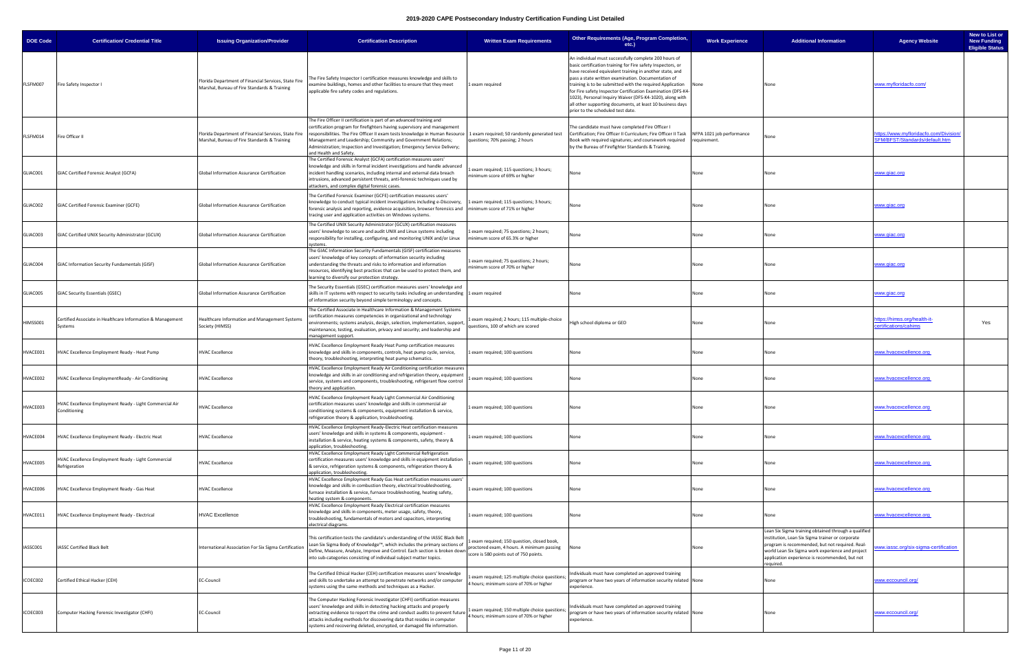# 2019-2020 CAPE Postsecondary Industry Certification Funding List Detailed

| DOE Code | Certification/ Credential Title | Issuing Organization/Provider | Certification Description | Written Exam Requirements | Other Requirements (Age, Program Completion, etc.) | Work Experience | Additional Information | Agency Website | New to List or New Funding Eligible Status |
|---|---|---|---|---|---|---|---|---|---|
| FLSFM007 | Fire Safety Inspector I | Florida Department of Financial Services, State Fire Marshal, Bureau of Fire Standards & Training | The Fire Safety Inspector I certification measures knowledge and skills to examine buildings, homes and other facilities to ensure that they meet applicable fire safety codes and regulations. | 1 exam required | An individual must successfully complete 200 hours of basic certification training for Fire safety Inspectors, or have received equivalent training in another state, and pass a state written examination. Documentation of training is to be submitted with the required Application for Fire Safety Inspector Certification Examination (DFS-K4-1023), Personal Inquiry Waiver (DFS-K4-1020), along with all other supporting documents, at least 10 business days prior to the scheduled test date. | None | None | www.myfloridacfo.com/ | |
| FLSFM014 | Fire Officer II | Florida Department of Financial Services, State Fire Marshal, Bureau of Fire Standards & Training | The Fire Officer II certification is part of an advanced training and certification program for firefighters having supervisory and management responsibilities. The Fire Officer II exam tests knowledge in Human Resource Management and Leadership; Community and Government Relations; Administration; Inspection and Investigation; Emergency Service Delivery; and Health and Safety. | 1 exam required; 50 randomly generated test questions; 70% passing; 2 hours | The candidate must have completed Fire Officer I Certification; Fire Officer II Curriculum; Fire Officer II Task Book with required signatures; and coursework required by the Bureau of Firefighter Standards & Training. | NFPA 1021 job performance requirement. | None | https://www.myfloridacfo.com/Division/SFM/BFST/Standards/default.htm | |
| GIAC001 | GIAC Certified Forensic Analyst (GCFA) | Global Information Assurance Certification | The Certified Forensic Analyst (GCFA) certification measures users' knowledge and skills in formal incident investigations and handle advanced incident handling scenarios, including internal and external data breach intrusions, advanced persistent threats, anti-forensic techniques used by attackers, and complex digital forensic cases. | 1 exam required; 115 questions; 3 hours; minimum score of 69% or higher | None | None | None | www.giac.org | |
| GIAC002 | GIAC Certified Forensic Examiner (GCFE) | Global Information Assurance Certification | The Certified Forensic Examiner (GCFE) certification measures users' knowledge to conduct typical incident investigations including e-Discovery, forensic analysis and reporting, evidence acquisition, browser forensics and tracing user and application activities on Windows systems. | 1 exam required; 115 questions; 3 hours; minimum score of 71% or higher | None | None | None | www.giac.org | |
| GIAC003 | GIAC Certified UNIX Security Administrator (GCUX) | Global Information Assurance Certification | The Certified UNIX Security Administrator (GCUX) certification measures users' knowledge to secure and audit UNIX and Linux systems including responsibility for installing, configuring, and monitoring UNIX and/or Linux systems. | 1 exam required; 75 questions; 2 hours; minimum score of 65.3% or higher | None | None | None | www.giac.org | |
| GIAC004 | GIAC Information Security Fundamentals (GISF) | Global Information Assurance Certification | The GIAC Information Security Fundamentals (GISF) certification measures users' knowledge of key concepts of information security including understanding the threats and risks to information and information resources, identifying best practices that can be used to protect them, and learning to diversify our protection strategy. | 1 exam required; 75 questions; 2 hours; minimum score of 70% or higher | None | None | None | www.giac.org | |
| GIAC005 | GIAC Security Essentials (GSEC) | Global Information Assurance Certification | The Security Essentials (GSEC) certification measures users' knowledge and skills in IT systems with respect to security tasks including an understanding of information security beyond simple terminology and concepts. | 1 exam required | None | None | None | www.giac.org | |
| HIMSS001 | Certified Associate in Healthcare Information & Management Systems | Healthcare Information and Management Systems Society (HIMSS) | The Certified Associate in Healthcare Information & Management Systems certification measures competencies in organizational and technology environments; systems analysis, design, selection, implementation, support, maintenance, testing, evaluation, privacy and security; and leadership and management support. | 1 exam required; 2 hours; 115 multiple-choice questions, 100 of which are scored | High school diploma or GED | None | None | https://himss.org/health-it-certifications/cahims | Yes |
| HVACE001 | HVAC Excellence Employment Ready - Heat Pump | HVAC Excellence | HVAC Excellence Employment Ready Heat Pump certification measures knowledge and skills in components, controls, heat pump cycle, service, theory, troubleshooting, interpreting heat pump schematics. | 1 exam required; 100 questions | None | None | None | www.hvacexcellence.org | |
| HVACE002 | HVAC Excellence EmploymentReady - Air Conditioning | HVAC Excellence | HVAC Excellence Employment Ready Air Conditioning certification measures knowledge and skills in air conditioning and refrigeration theory, equipment service, systems and components, troubleshooting, refrigerant flow control theory and application. | 1 exam required; 100 questions | None | None | None | www.hvacexcellence.org | |
| HVACE003 | HVAC Excellence Employment Ready - Light Commercial Air Conditioning | HVAC Excellence | HVAC Excellence Employment Ready Light Commercial Air Conditioning certification measures users' knowledge and skills in commercial air conditioning systems & components, equipment installation & service, refrigeration theory & application, troubleshooting. | 1 exam required; 100 questions | None | None | None | www.hvacexcellence.org | |
| HVACE004 | HVAC Excellence Employment Ready - Electric Heat | HVAC Excellence | HVAC Excellence Employment Ready-Electric Heat certification measures users' knowledge and skills in systems & components, equipment - installation & service, heating systems & components, safety, theory & application, troubleshooting. | 1 exam required; 100 questions | None | None | None | www.hvacexcellence.org | |
| HVACE005 | HVAC Excellence Employment Ready - Light Commercial Refrigeration | HVAC Excellence | HVAC Excellence Employment Ready Light Commercial Refrigeration certification measures users' knowledge and skills in equipment installation & service, refrigeration systems & components, refrigeration theory & application, troubleshooting. | 1 exam required; 100 questions | None | None | None | www.hvacexcellence.org | |
| HVACE006 | HVAC Excellence Employment Ready - Gas Heat | HVAC Excellence | HVAC Excellence Employment Ready Gas Heat certification measures users' knowledge and skills in combustion theory, electrical troubleshooting, furnace installation & service, furnace troubleshooting, heating safety, heating system & components. | 1 exam required; 100 questions | None | None | None | www.hvacexcellence.org | |
| HVACE011 | HVAC Excellence Employment Ready - Electrical | HVAC Excellence | HVAC Excellence Employment Ready Electrical certification measures knowledge and skills in components, meter usage, safety, theory, troubleshooting, fundamentals of motors and capacitors, interpreting electrical diagrams. | 1 exam required; 100 questions | None | None | None | www.hvacexcellence.org | |
| IASSC001 | IASSC Certified Black Belt | International Association For Six Sigma Certification | This certification tests the candidate's understanding of the IASSC Black Belt Lean Six Sigma Body of Knowledge™, which includes the primary sections of Define, Measure, Analyze, Improve and Control. Each section is broken down into sub-categories consisting of individual subject matter topics. | 1 exam required; 150 question, closed book, proctored exam, 4 hours. A minimum passing score is 580 points out of 750 points. | None | None | Lean Six Sigma training obtained through a qualified institution, Lean Six Sigma trainer or corporate program is recommended, but not required. Real-world Lean Six Sigma work experience and project application experience is recommended, but not required. | www.iassc.org/six-sigma-certification | |
| ICOEC002 | Certified Ethical Hacker (CEH) | EC-Council | The Certified Ethical Hacker (CEH) certification measures users' knowledge and skills to undertake an attempt to penetrate networks and/or computer systems using the same methods and techniques as a Hacker. | 1 exam required; 125 multiple choice questions; 4 hours; minimum score of 70% or higher | Individuals must have completed an approved training program or have two years of information security related experience. | None | None | www.eccouncil.org/ | |
| ICOEC003 | Computer Hacking Forensic Investigator (CHFI) | EC-Council | The Computer Hacking Forensic Investigator (CHFI) certification measures users' knowledge and skills in detecting hacking attacks and properly extracting evidence to report the crime and conduct audits to prevent future attacks including methods for discovering data that resides in computer systems and recovering deleted, encrypted, or damaged file information. | 1 exam required; 150 multiple choice questions; 4 hours; minimum score of 70% or higher | Individuals must have completed an approved training program or have two years of information security related experience. | None | None | www.eccouncil.org/ | |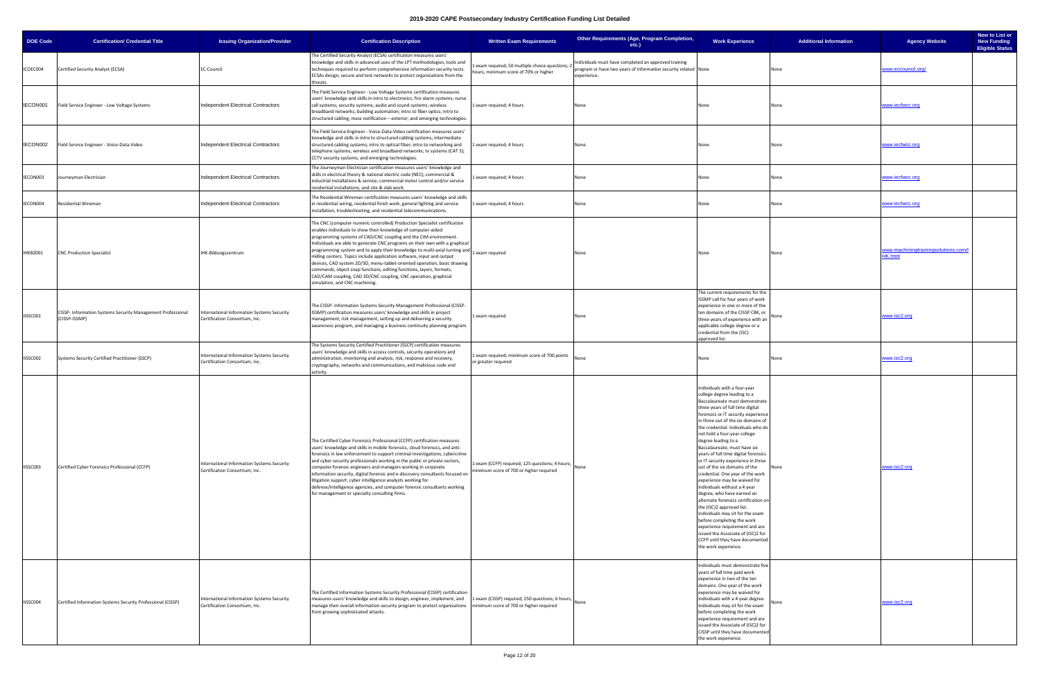# 2019-2020 CAPE Postsecondary Industry Certification Funding List Detailed

| DOE Code | Certification/ Credential Title | Issuing Organization/Provider | Certification Description | Written Exam Requirements | Other Requirements (Age, Program Completion, etc.) | Work Experience | Additional Information | Agency Website | New to List or New Funding Eligible Status |
|---|---|---|---|---|---|---|---|---|---|
| ICOEC004 | Certified Security Analyst (ECSA) | EC-Council | The Certified Security Analyst (ECSA) certification measures users' knowledge and skills in advanced uses of the LPT methodologies, tools and techniques required to perform comprehensive information security tests. ECSAs design, secure and test networks to protect organizations from the threats. | 1 exam required; 50 multiple choice questions; 2 hours; minimum score of 70% or higher | Individuals must have completed an approved training program or have two years of information security related experience. | None | None | www.eccouncil.org/ | |
| IECON001 | Field Service Engineer - Low Voltage Systems | Independent Electrical Contractors | The Field Service Engineer - Low Voltage Systems certification measures users' knowledge and skills in intro to electronics; fire alarm systems; nurse call systems; security systems; audio and sound systems; wireless broadband networks; building automation; intro to fiber optics; intro to structured cabling; mass notification – exterior; and emerging technologies. | 1 exam required; 4 hours | None | None | None | www.iecfwcc.org | |
| IECON002 | Field Service Engineer - Voice-Data-Video | Independent Electrical Contractors | The Field Service Engineer - Voice-Data-Video certification measures users' knowledge and skills in intro to structured cabling systems; intermediate structured cabling systems; intro to optical fiber; intro to networking and telephone systems; wireless and broadband networks; tv systems (CAT 5); CCTV security systems; and emerging technologies. | 1 exam required; 4 hours | None | None | None | www.iecfwcc.org | |
| IECON003 | Journeyman Electrician | Independent Electrical Contractors | The Journeyman Electrician certification measures users' knowledge and skills in electrical theory & national electric code (NEC); commercial & industrial installations & service; commercial motor control and/or service residential installations; and site & slab work. | 1 exam required; 4 hours | None | None | None | www.iecfwcc.org | |
| IECON004 | Residential Wireman | Independent Electrical Contractors | The Residential Wireman certification measures users' knowledge and skills in residential wiring, residential finish work, general lighting and service installation, troubleshooting, and residential telecommunications. | 1 exam required; 4 hours | None | None | None | www.iecfwcc.org | |
| IHKBZ001 | CNC Production Specialist | IHK-Bildungszentrum | The CNC (computer numeric controlled) Production Specialist certification enables individuals to show their knowledge of computer-aided programming systems of CAD/CNC coupling and the CIM environment. Individuals are able to generate CNC programs on their own with a graphical programming system and to apply their knowledge to multi-axial turning and milling centers. Topics include application software, input and output devices, CAD system 2D/3D, menu-tablet-oriented operation, basic drawing commands, object snap functions, editing functions, layers, formats, CAD/CAM coupling, CAD 3D/CNC coupling, CNC operation, graphical simulation, and CNC machining. | 1 exam required | None | None | None | www.machiningtrainingsolutions.com/IHK.html | |
| IISSC001 | CISSP- Information Systems Security Management Professional (CISSP-ISSMP) | International Information Systems Security Certification Consortium, Inc. | The CISSP- Information Systems Security Management Professional (CISSP-ISSMP) certification measures users' knowledge and skills in project management, risk management, setting up and delivering a security awareness program, and managing a business continuity planning program. | 1 exam required | None | The current requirements for the ISSMP call for four years of work experience in one or more of the ten domains of the CISSP CBK, or three years of experience with an applicable college degree or a credential from the (ISC) approved list. | None | www.isc2.org | |
| IISSC002 | Systems Security Certified Practitioner (SSCP) | International Information Systems Security Certification Consortium, Inc. | The Systems Security Certified Practitioner (SSCP) certification measures users' knowledge and skills in access controls, security operations and administration, monitoring and analysis, risk, response and recovery, cryptography, networks and communications, and malicious code and activity. | 1 exam required; minimum score of 700 points or greater required | None | None | None | www.isc2.org | |
| IISSC003 | Certified Cyber Forensics Professional (CCFP) | International Information Systems Security Certification Consortium, Inc. | The Certified Cyber Forensics Professional (CCFP) certification measures users' knowledge and skills in mobile forensics, cloud forensics, and anti-forensics in law enforcement to support criminal investigations, cybercrime and cyber security professionals working in the public or private sectors, computer forensic engineers and managers working in corporate information security, digital forensic and e-discovery consultants focused on litigation support, cyber intelligence analysts working for defense/intelligence agencies, and computer forensic consultants working for management or specialty consulting firms. | 1 exam (CCFP) required; 125 questions; 4 hours; minimum score of 700 or higher required | None | Individuals with a four-year college degree leading to a Baccalaureate must demonstrate three years of full time digital forensics or IT security experience in three out of the six domains of the credential. Individuals who do not hold a four-year college degree leading to a Baccalaureate, must have six years of full time digital forensics or IT security experience in three out of the six domains of the credential. One year of the work experience may be waived for individuals without a 4 year degree, who have earned an alternate forensics certification on the (ISC)2 approved list. Individuals may sit for the exam before completing the work experience requirement and are issued the Associate of (ISC)2 for CCFP until they have documented the work experience. | None | www.isc2.org | |
| IISSC004 | Certified Information Systems Security Professional (CISSP) | International Information Systems Security Certification Consortium, Inc. | The Certified Information Systems Security Professional (CISSP) certification measures users' knowledge and skills to design, engineer, implement, and manage their overall information security program to protect organizations from growing sophisticated attacks. | 1 exam (CISSP) required; 250 questions; 6 hours; minimum score of 700 or higher required | None | Individuals must demonstrate five years of full time paid work experience in two of the ten domains. One year of the work experience may be waived for individuals with a 4 year degree. Individuals may sit for the exam before completing the work experience requirement and are issued the Associate of (ISC)2 for CISSP until they have documented the work experience. | None | www.isc2.org | |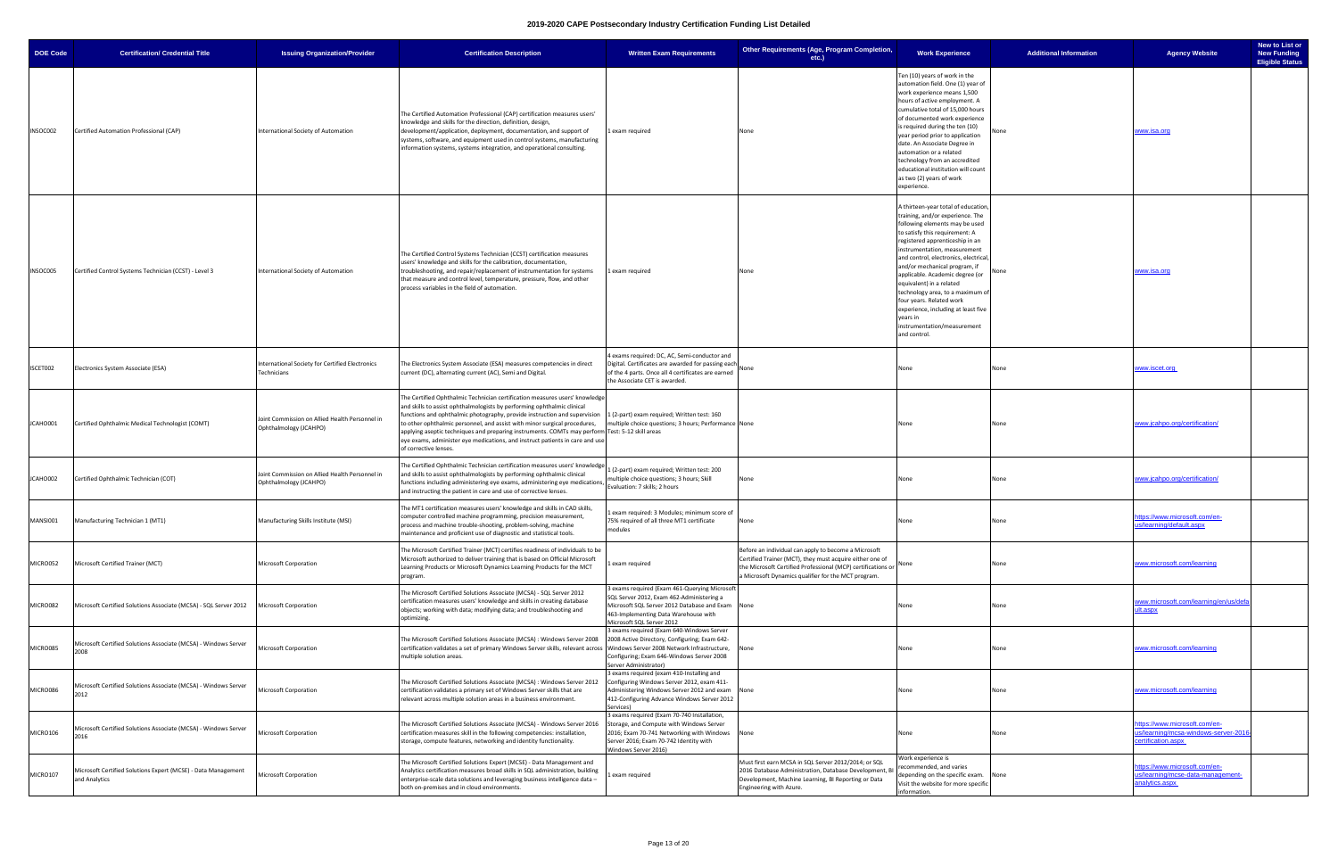# 2019-2020 CAPE Postsecondary Industry Certification Funding List Detailed

| DOE Code | Certification/ Credential Title | Issuing Organization/Provider | Certification Description | Written Exam Requirements | Other Requirements (Age, Program Completion, etc.) | Work Experience | Additional Information | Agency Website | New to List or New Funding Eligible Status |
|---|---|---|---|---|---|---|---|---|---|
| INSOC002 | Certified Automation Professional (CAP) | International Society of Automation | The Certified Automation Professional (CAP) certification measures users' knowledge and skills for the direction, definition, design, development/application, deployment, documentation, and support of systems, software, and equipment used in control systems, manufacturing information systems, systems integration, and operational consulting. | 1 exam required | None | Ten (10) years of work in the automation field. One (1) year of work experience means 1,500 hours of active employment. A cumulative total of 15,000 hours of documented work experience is required during the ten (10) year period prior to application date. An Associate Degree in automation or a related technology from an accredited educational institution will count as two (2) years of work experience. | None | www.isa.org | |
| INSOC005 | Certified Control Systems Technician (CCST) - Level 3 | International Society of Automation | The Certified Control Systems Technician (CCST) certification measures users' knowledge and skills for the calibration, documentation, troubleshooting, and repair/replacement of instrumentation for systems that measure and control level, temperature, pressure, flow, and other process variables in the field of automation. | 1 exam required | None | A thirteen-year total of education, training, and/or experience. The following elements may be used to satisfy this requirement: A registered apprenticeship in an instrumentation, measurement and control, electronics, electrical, and/or mechanical program, if applicable. Academic degree (or equivalent) in a related technology area, to a maximum of four years. Related work experience, including at least five years in instrumentation/measurement and control. | None | www.isa.org | |
| ISCET002 | Electronics System Associate (ESA) | International Society for Certified Electronics Technicians | The Electronics System Associate (ESA) measures competencies in direct current (DC), alternating current (AC), Semi and Digital. | 4 exams required: DC, AC, Semi-conductor and Digital. Certificates are awarded for passing each of the 4 parts. Once all 4 certificates are earned the Associate CET is awarded. | None | None | None | www.iscet.org | |
| JCAHO001 | Certified Ophthalmic Medical Technologist (COMT) | Joint Commission on Allied Health Personnel in Ophthalmology (JCAHPO) | The Certified Ophthalmic Technician certification measures users' knowledge and skills to assist ophthalmologists by performing ophthalmic clinical functions and ophthalmic photography, provide instruction and supervision to other ophthalmic personnel, and assist with minor surgical procedures, applying aseptic techniques and preparing instruments. COMTs may perform eye exams, administer eye medications, and instruct patients in care and use of corrective lenses. | 1 (2-part) exam required; Written test: 160 multiple choice questions; 3 hours; Performance Test: 5-12 skill areas | None | None | None | www.jcahpo.org/certification/ | |
| JCAHO002 | Certified Ophthalmic Technician (COT) | Joint Commission on Allied Health Personnel in Ophthalmology (JCAHPO) | The Certified Ophthalmic Technician certification measures users' knowledge and skills to assist ophthalmologists by performing ophthalmic clinical functions including administering eye exams, administering eye medications, and instructing the patient in care and use of corrective lenses. | 1 (2-part) exam required; Written test: 200 multiple choice questions; 3 hours; Skill Evaluation: 7 skills; 2 hours | None | None | None | www.jcahpo.org/certification/ | |
| MANSI001 | Manufacturing Technician 1 (MT1) | Manufacturing Skills Institute (MSI) | The MT1 certification measures users' knowledge and skills in CAD skills, computer controlled machine programming, precision measurement, process and machine trouble-shooting, problem-solving, machine maintenance and proficient use of diagnostic and statistical tools. | 1 exam required: 3 Modules; minimum score of 75% required of all three MT1 certificate modules | None | None | None | https://www.microsoft.com/en-us/learning/default.aspx | |
| MICRO052 | Microsoft Certified Trainer (MCT) | Microsoft Corporation | The Microsoft Certified Trainer (MCT) certifies readiness of individuals to be Microsoft authorized to deliver training that is based on Official Microsoft Learning Products or Microsoft Dynamics Learning Products for the MCT program. | 1 exam required | Before an individual can apply to become a Microsoft Certified Trainer (MCT), they must acquire either one of the Microsoft Certified Professional (MCP) certifications or a Microsoft Dynamics qualifier for the MCT program. | None | None | www.microsoft.com/learning | |
| MICRO082 | Microsoft Certified Solutions Associate (MCSA) - SQL Server 2012 | Microsoft Corporation | The Microsoft Certified Solutions Associate (MCSA) - SQL Server 2012 certification measures users' knowledge and skills in creating database objects; working with data; modifying data; and troubleshooting and optimizing. | 3 exams required (Exam 461-Querying Microsoft SQL Server 2012, Exam 462-Administering a Microsoft SQL Server 2012 Database and Exam 463-Implementing Data Warehouse with Microsoft SQL Server 2012 | None | None | None | www.microsoft.com/learning/en/us/default.aspx | |
| MICRO085 | Microsoft Certified Solutions Associate (MCSA) - Windows Server 2008 | Microsoft Corporation | The Microsoft Certified Solutions Associate (MCSA) : Windows Server 2008 certification validates a set of primary Windows Server skills, relevant across multiple solution areas. | 3 exams required (Exam 640-Windows Server 2008 Active Directory, Configuring; Exam 642-Windows Server 2008 Network Infrastructure, Configuring; Exam 646-Windows Server 2008 Server Administrator) | None | None | None | www.microsoft.com/learning | |
| MICRO086 | Microsoft Certified Solutions Associate (MCSA) - Windows Server 2012 | Microsoft Corporation | The Microsoft Certified Solutions Associate (MCSA) : Windows Server 2012 certification validates a primary set of Windows Server skills that are relevant across multiple solution areas in a business environment. | 3 exams required (Exam 410-Installing and Configuring Windows Server 2012, exam 411-Administering Windows Server 2012 and exam 412-Configuring Advance Windows Server 2012 Services) | None | None | None | www.microsoft.com/learning | |
| MICRO106 | Microsoft Certified Solutions Associate (MCSA) - Windows Server 2016 | Microsoft Corporation | The Microsoft Certified Solutions Associate (MCSA) - Windows Server 2016 certification measures skill in the following competencies: installation, storage, compute features, networking and identity functionality. | 3 exams required (Exam 70-740 Installation, Storage, and Compute with Windows Server 2016; Exam 70-741 Networking with Windows Server 2016; Exam 70-742 Identity with Windows Server 2016) | None | None | None | https://www.microsoft.com/en-us/learning/mcsa-windows-server-2016-certification.aspx | |
| MICRO107 | Microsoft Certified Solutions Expert (MCSE) - Data Management and Analytics | Microsoft Corporation | The Microsoft Certified Solutions Expert (MCSE) - Data Management and Analytics certification measures broad skills in SQL administration, building enterprise-scale data solutions and leveraging business intelligence data – both on-premises and in cloud environments. | 1 exam required | Must first earn MCSA in SQL Server 2012/2014; or SQL 2016 Database Administration, Database Development, BI Development, Machine Learning, BI Reporting or Data Engineering with Azure. | Work experience is recommended, and varies depending on the specific exam. Visit the website for more specific information. | None | https://www.microsoft.com/en-us/learning/mcse-data-management-analytics.aspx | |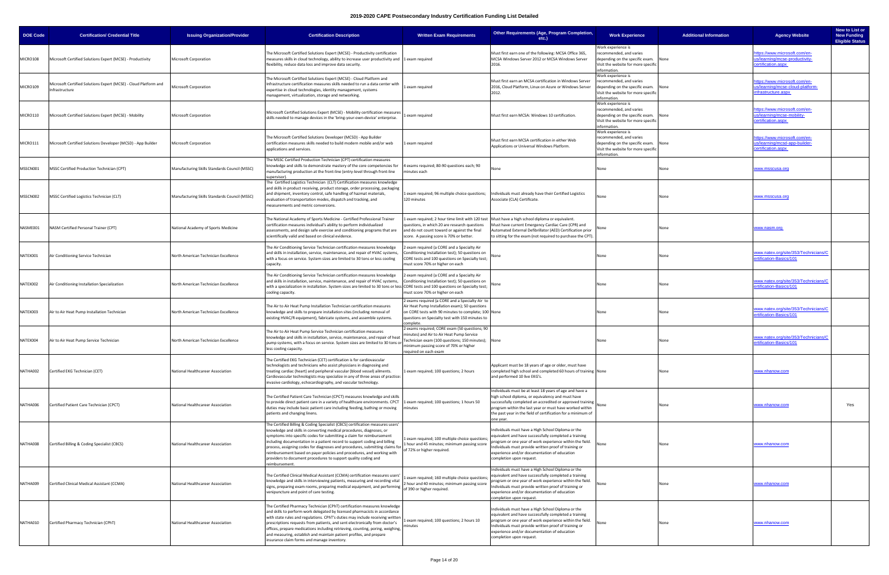# 2019-2020 CAPE Postsecondary Industry Certification Funding List Detailed

| DOE Code | Certification/ Credential Title | Issuing Organization/Provider | Certification Description | Written Exam Requirements | Other Requirements (Age, Program Completion, etc.) | Work Experience | Additional Information | Agency Website | New to List or New Funding Eligible Status |
|---|---|---|---|---|---|---|---|---|---|
| MICRO108 | Microsoft Certified Solutions Expert (MCSE) - Productivity | Microsoft Corporation | The Microsoft Certified Solutions Expert (MCSE) - Productivity certification measures skills in cloud technology, ability to increase user productivity and flexibility, reduce data loss and improve data security. | 1 exam required | Must first earn one of the following: MCSA Office 365, MCSA Windows Server 2012 or MCSA Windows Server 2016. | Work experience is recommended, and varies depending on the specific exam. Visit the website for more specific information. | None | https://www.microsoft.com/en-us/learning/mcse-productivity-certification.aspx | |
| MICRO109 | Microsoft Certified Solutions Expert (MCSE) - Cloud Platform and Infrastructure | Microsoft Corporation | The Microsoft Certified Solutions Expert (MCSE) - Cloud Platform and Infrastructure certification measures skills needed to run a data center with expertise in cloud technologies, identity management, systems management, virtualization, storage and networking. | 1 exam required | Must first earn an MCSA certification in Windows Server 2016, Cloud Platform, Linux on Azure or Windows Server 2012. | Work experience is recommended, and varies depending on the specific exam. Visit the website for more specific information. | None | https://www.microsoft.com/en-us/learning/mcse-cloud-platform-infrastructure.aspx | |
| MICRO110 | Microsoft Certified Solutions Expert (MCSE) - Mobility | Microsoft Corporation | Microsoft Certified Solutions Expert (MCSE) - Mobility certification measures skills needed to manage devices in the 'bring-your-own-device' enterprise. | 1 exam required | Must first earn MCSA: Windows 10 certification. | Work experience is recommended, and varies depending on the specific exam. Visit the website for more specific information. | None | https://www.microsoft.com/en-us/learning/mcse-mobility-certification.aspx | |
| MICRO111 | Microsoft Certified Solutions Developer (MCSD) - App Builder | Microsoft Corporation | The Microsoft Certified Solutions Developer (MCSD) - App Builder certification measures skills needed to build modern mobile and/or web applications and services. | 1 exam required | Must first earn MCSA certification in either Web Applications or Universal Windows Platform. | Work experience is recommended, and varies depending on the specific exam. Visit the website for more specific information. | None | https://www.microsoft.com/en-us/learning/mcsd-app-builder-certification.aspx | |
| MSSCN001 | MSSC Certified Production Technician (CPT) | Manufacturing Skills Standards Council (MSSC) | The MSSC Certified Production Technician (CPT) certification measures knowledge and skills to demonstrate mastery of the core competencies for manufacturing production at the front-line (entry-level through front-line supervisor). | 4 exams required; 80-90 questions each; 90 minutes each | None | None | None | www.msscusa.org | |
| MSSCN002 | MSSC Certified Logistics Technician (CLT) | Manufacturing Skills Standards Council (MSSC) | The Certified Logistics Technician (CLT) Certification measures knowledge and skills in product receiving, product storage, order processing, packaging and shipment, inventory control, safe handling of hazmat materials, evaluation of transportation modes, dispatch and tracking, and measurements and metric conversions. | 1 exam required; 96 multiple choice questions; 120 minutes | Individuals must already have their Certified Logistics Associate (CLA) Certificate. | None | None | www.msscusa.org | |
| NASME001 | NASM Certified Personal Trainer (CPT) | National Academy of Sports Medicine | The National Academy of Sports Medicine - Certified Professional Trainer certification measures individual's ability to perform individualized assessments, and design safe exercise and conditioning programs that are scientifically valid and based on clinical evidence. | 1 exam required; 2 hour time limit with 120 test questions, in which 20 are research questions and do not count toward or against the final score. A passing score is 70% or better. | Must have a high school diploma or equivalent. Must have current Emergency Cardiac Care (CPR) and Automated External Defibrillator (AED) Certification prior to sitting for the exam (not required to purchase the CPT). | None | None | www.nasm.org | |
| NATEX001 | Air Conditioning Service Technician | North American Technician Excellence | The Air Conditioning Service Technician certification measures knowledge and skills in installation, service, maintenance, and repair of HVAC systems, with a focus on service. System sizes are limited to 30 tons or less cooling capacity. | 2 exam required (a CORE and a Specialty Air Conditioning Installation test); 50 questions on CORE tests and 100 questions on Specialty test; must score 70% or higher on each | None | None | None | www.natex.org/site/353/Technicians/Certification-Basics/101 | |
| NATEX002 | Air Conditioning Installation Specialization | North American Technician Excellence | The Air Conditioning Service Technician certification measures knowledge and skills in installation, service, maintenance, and repair of HVAC systems, with a specialization in installation. System sizes are limited to 30 tons or less cooling capacity. | 2 exam required (a CORE and a Specialty Air Conditioning Installation test); 50 questions on CORE tests and 100 questions on Specialty test; must score 70% or higher on each | None | None | None | www.natex.org/site/353/Technicians/Certification-Basics/101 | |
| NATEX003 | Air to Air Heat Pump Installation Technician | North American Technician Excellence | The Air to Air Heat Pump Installation Technician certification measures knowledge and skills to prepare installation sites (including removal of existing HVAC/R equipment), fabricate systems, and assemble systems. | 2 exams required (a CORE and a Specialty Air to Air Heat Pump Installation exam); 50 questions on CORE tests with 90 minutes to complete; 100 questions on Specialty test with 150 minutes to complete. | None | None | None | www.natex.org/site/353/Technicians/Certification-Basics/101 | |
| NATEX004 | Air to Air Heat Pump Service Technician | North American Technician Excellence | The Air to Air Heat Pump Service Technician certification measures knowledge and skills in installation, service, maintenance, and repair of heat pump systems, with a focus on service. System sizes are limited to 30 tons or less cooling capacity. | 2 exams required; CORE exam (50 questions; 90 minutes) and Air to Air Heat Pump Service Technician exam (100 questions; 150 minutes); minimum passing score of 70% or higher required on each exam | None | None | None | www.natex.org/site/353/Technicians/Certification-Basics/101 | |
| NATHA002 | Certified EKG Technician (CET) | National Healthcareer Association | The Certified EKG Technician (CET) certification is for cardiovascular technologists and technicians who assist physicians in diagnosing and treating cardiac (heart) and peripheral vascular (blood vessel) ailments. Cardiovascular technologists may specialize in any of three areas of practice: invasive cardiology, echocardiography, and vascular technology. | 1 exam required; 100 questions; 2 hours | Applicant must be 18 years of age or older, must have completed high school and completed 60 hours of training and performed 10 live EKG's. | None | None | www.nhanow.com | |
| NATHA006 | Certified Patient Care Technician (CPCT) | National Healthcareer Association | The Certified Patient Care Technician (CPCT) measures knowledge and skills to provide direct patient care in a variety of healthcare environments. CPCT duties may include basic patient care including feeding, bathing or moving patients and changing linens. | 1 exam required; 100 questions; 1 hours 50 minutes | Individuals must be at least 18 years of age and have a high school diploma, or equivalency and must have successfully completed an accredited or approved training program within the last year or must have worked within the past year in the field of certification for a minimum of one year. | None | None | www.nhanow.com | Yes |
| NATHA008 | Certified Billing & Coding Specialist (CBCS) | National Healthcareer Association | The Certified Billing & Coding Specialist (CBCS) certification measures users' knowledge and skills in converting medical procedures, diagnoses, or symptoms into specific codes for submitting a claim for reimbursement including documentation in a patient record to support coding and billing process, assigning codes for diagnoses and procedures, submitting claims for reimbursement based on payer policies and procedures, and working with providers to document procedures to support quality coding and reimbursement. | 1 exam required; 100 multiple choice questions; 1 hour and 45 minutes; minimum passing score of 72% or higher required. | Individuals must have a High School Diploma or the equivalent and have successfully completed a training program or one year of work experience within the field. Individuals must provide written proof of training or experience and/or documentation of education completion upon request. | None | None | www.nhanow.com | |
| NATHA009 | Certified Clinical Medical Assistant (CCMA) | National Healthcareer Association | The Certified Clinical Medical Assistant (CCMA) certification measures users' knowledge and skills in interviewing patients, measuring and recording vital signs, preparing exam rooms, preparing medical equipment, and performing venipuncture and point of care testing. | 1 exam required; 160 multiple choice questions; 2 hour and 40 minutes; minimum passing score of 390 or higher required. | Individuals must have a High School Diploma or the equivalent and have successfully completed a training program or one year of work experience within the field. Individuals must provide written proof of training or experience and/or documentation of education completion upon request. | None | None | www.nhanow.com | |
| NATHA010 | Certified Pharmacy Technician (CPhT) | National Healthcareer Association | The Certified Pharmacy Technician (CPhT) certification measures knowledge and skills to perform work delegated by licensed pharmacists in accordance with state rules and regulations. CPhT's duties may include receiving written prescriptions requests from patients, and sent electronically from doctor's offices, prepare medications including retrieving, counting, poring, weighing, and measuring, establish and maintain patient profiles, and prepare insurance claim forms and manage inventory. | 1 exam required; 100 questions; 2 hours 10 minutes | Individuals must have a High School Diploma or the equivalent and have successfully completed a training program or one year of work experience within the field. Individuals must provide written proof of training or experience and/or documentation of education completion upon request. | None | None | www.nhanow.com | |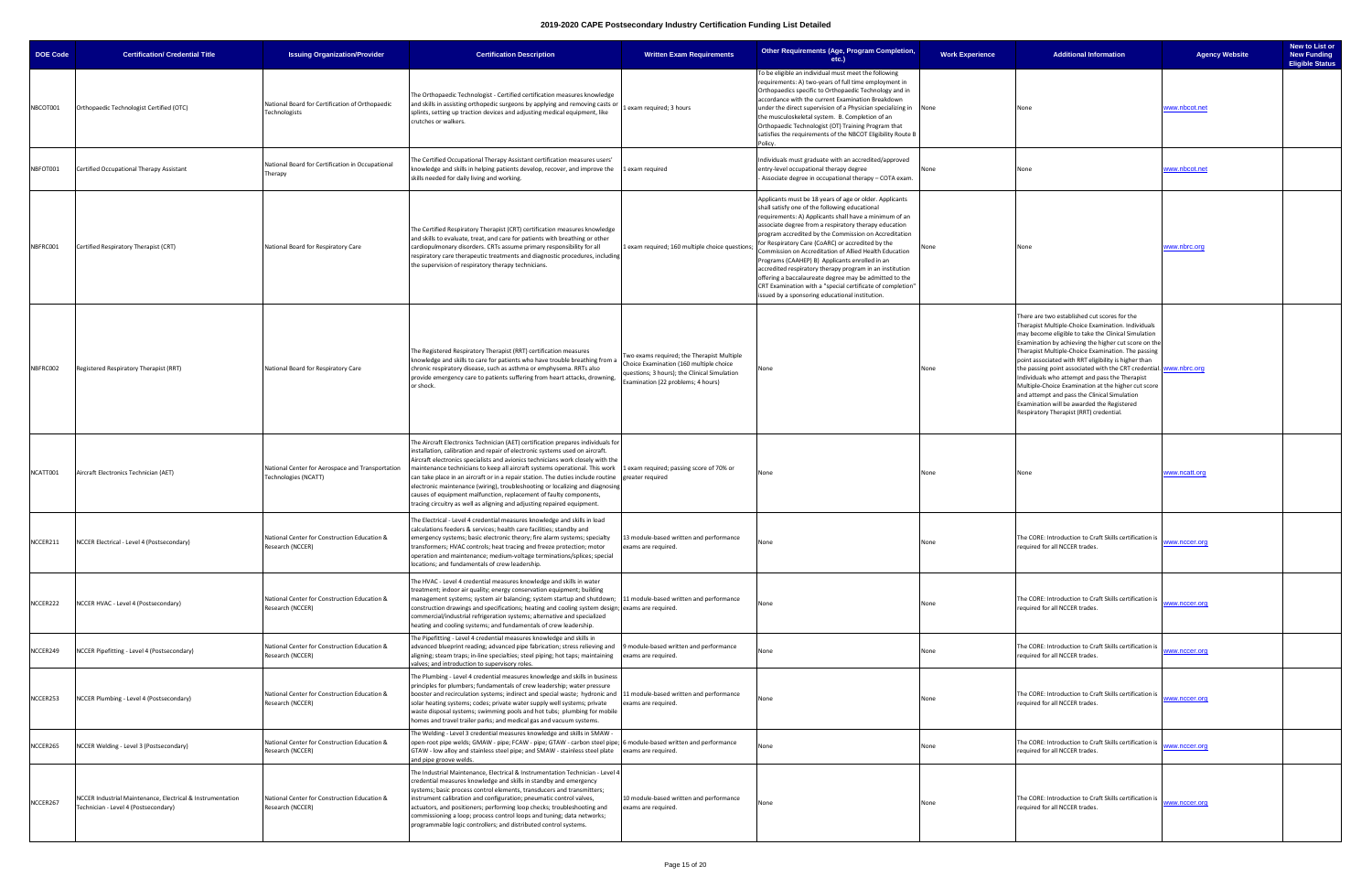# 2019-2020 CAPE Postsecondary Industry Certification Funding List Detailed

| DOE Code | Certification/ Credential Title | Issuing Organization/Provider | Certification Description | Written Exam Requirements | Other Requirements (Age, Program Completion, etc.) | Work Experience | Additional Information | Agency Website | New to List or New Funding Eligible Status |
|---|---|---|---|---|---|---|---|---|---|
| NBCOT001 | Orthopaedic Technologist Certified (OTC) | National Board for Certification of Orthopaedic Technologists | The Orthopaedic Technologist - Certified certification measures knowledge and skills in assisting orthopedic surgeons by applying and removing casts or splints, setting up traction devices and adjusting medical equipment, like crutches or walkers. | 1 exam required; 3 hours | To be eligible an individual must meet the following requirements: A) two-years of full time employment in Orthopaedics specific to Orthopaedic Technology and in accordance with the current Examination Breakdown under the direct supervision of a Physician specializing in the musculoskeletal system. B. Completion of an Orthopaedic Technologist (OT) Training Program that satisfies the requirements of the NBCOT Eligibility Route B Policy. | None | None | www.nbcot.net | |
| NBFOT001 | Certified Occupational Therapy Assistant | National Board for Certification in Occupational Therapy | The Certified Occupational Therapy Assistant certification measures users' knowledge and skills in helping patients develop, recover, and improve the skills needed for daily living and working. | 1 exam required | Individuals must graduate with an accredited/approved entry-level occupational therapy degree - Associate degree in occupational therapy – COTA exam. | None | None | www.nbcot.net | |
| NBFRC001 | Certified Respiratory Therapist (CRT) | National Board for Respiratory Care | The Certified Respiratory Therapist (CRT) certification measures knowledge and skills to evaluate, treat, and care for patients with breathing or other cardiopulmonary disorders. CRTs assume primary responsibility for all respiratory care therapeutic treatments and diagnostic procedures, including the supervision of respiratory therapy technicians. | 1 exam required; 160 multiple choice questions; | Applicants must be 18 years of age or older. Applicants shall satisfy one of the following educational requirements: A) Applicants shall have a minimum of an associate degree from a respiratory therapy education program accredited by the Commission on Accreditation for Respiratory Care (CoARC) or accredited by the Commission on Accreditation of Allied Health Education Programs (CAAHEP) B) Applicants enrolled in an accredited respiratory therapy program in an institution offering a baccalaureate degree may be admitted to the CRT Examination with a "special certificate of completion" issued by a sponsoring educational institution. | None | None | www.nbrc.org | |
| NBFRC002 | Registered Respiratory Therapist (RRT) | National Board for Respiratory Care | The Registered Respiratory Therapist (RRT) certification measures knowledge and skills to care for patients who have trouble breathing from a chronic respiratory disease, such as asthma or emphysema. RRTs also provide emergency care to patients suffering from heart attacks, drowning, or shock. | Two exams required; the Therapist Multiple Choice Examination (160 multiple choice questions; 3 hours); the Clinical Simulation Examination (22 problems; 4 hours) | None | None | There are two established cut scores for the Therapist Multiple-Choice Examination. Individuals may become eligible to take the Clinical Simulation Examination by achieving the higher cut score on the Therapist Multiple-Choice Examination. The passing point associated with RRT eligibility is higher than the passing point associated with the CRT credential. Individuals who attempt and pass the Therapist Multiple-Choice Examination at the higher cut score and attempt and pass the Clinical Simulation Examination will be awarded the Registered Respiratory Therapist (RRT) credential. | www.nbrc.org | |
| NCATT001 | Aircraft Electronics Technician (AET) | National Center for Aerospace and Transportation Technologies (NCATT) | The Aircraft Electronics Technician (AET) certification prepares individuals for installation, calibration and repair of electronic systems used on aircraft. Aircraft electronics specialists and avionics technicians work closely with the maintenance technicians to keep all aircraft systems operational. This work can take place in an aircraft or in a repair station. The duties include routine electronic maintenance (wiring), troubleshooting or localizing and diagnosing causes of equipment malfunction, replacement of faulty components, tracing circuitry as well as aligning and adjusting repaired equipment. | 1 exam required; passing score of 70% or greater required | None | None | None | www.ncatt.org | |
| NCCER211 | NCCER Electrical - Level 4 (Postsecondary) | National Center for Construction Education & Research (NCCER) | The Electrical - Level 4 credential measures knowledge and skills in load calculations feeders & services; health care facilities; standby and emergency systems; basic electronic theory; fire alarm systems; specialty transformers; HVAC controls; heat tracing and freeze protection; motor operation and maintenance; medium-voltage terminations/splices; special locations; and fundamentals of crew leadership. | 13 module-based written and performance exams are required. | None | None | The CORE: Introduction to Craft Skills certification is required for all NCCER trades. | www.nccer.org | |
| NCCER222 | NCCER HVAC - Level 4 (Postsecondary) | National Center for Construction Education & Research (NCCER) | The HVAC - Level 4 credential measures knowledge and skills in water treatment; indoor air quality; energy conservation equipment; building management systems; system air balancing; system startup and shutdown; construction drawings and specifications; heating and cooling system design; commercial/industrial refrigeration systems; alternative and specialized heating and cooling systems; and fundamentals of crew leadership. | 11 module-based written and performance exams are required. | None | None | The CORE: Introduction to Craft Skills certification is required for all NCCER trades. | www.nccer.org | |
| NCCER249 | NCCER Pipefitting - Level 4 (Postsecondary) | National Center for Construction Education & Research (NCCER) | The Pipefitting - Level 4 credential measures knowledge and skills in advanced blueprint reading; advanced pipe fabrication; stress relieving and aligning; steam traps; in-line specialties; steel piping; hot taps; maintaining valves; and introduction to supervisory roles. | 9 module-based written and performance exams are required. | None | None | The CORE: Introduction to Craft Skills certification is required for all NCCER trades. | www.nccer.org | |
| NCCER253 | NCCER Plumbing - Level 4 (Postsecondary) | National Center for Construction Education & Research (NCCER) | The Plumbing - Level 4 credential measures knowledge and skills in business principles for plumbers; fundamentals of crew leadership; water pressure booster and recirculation systems; indirect and special waste; hydronic and solar heating systems; codes; private water supply well systems; private waste disposal systems; swimming pools and hot tubs; plumbing for mobile homes and travel trailer parks; and medical gas and vacuum systems. | 11 module-based written and performance exams are required. | None | None | The CORE: Introduction to Craft Skills certification is required for all NCCER trades. | www.nccer.org | |
| NCCER265 | NCCER Welding - Level 3 (Postsecondary) | National Center for Construction Education & Research (NCCER) | The Welding - Level 3 credential measures knowledge and skills in SMAW - open-root pipe welds; GMAW - pipe; FCAW - pipe; GTAW - carbon steel pipe; GTAW - low alloy and stainless steel pipe; and SMAW - stainless steel plate and pipe groove welds. | 6 module-based written and performance exams are required. | None | None | The CORE: Introduction to Craft Skills certification is required for all NCCER trades. | www.nccer.org | |
| NCCER267 | NCCER Industrial Maintenance, Electrical & Instrumentation Technician - Level 4 (Postsecondary) | National Center for Construction Education & Research (NCCER) | The Industrial Maintenance, Electrical & Instrumentation Technician - Level 4 credential measures knowledge and skills in standby and emergency systems; basic process control elements, transducers and transmitters; instrument calibration and configuration; pneumatic control valves, actuators, and positioners; performing loop checks; troubleshooting and commissioning a loop; process control loops and tuning; data networks; programmable logic controllers; and distributed control systems. | 10 module-based written and performance exams are required. | None | None | The CORE: Introduction to Craft Skills certification is required for all NCCER trades. | www.nccer.org | |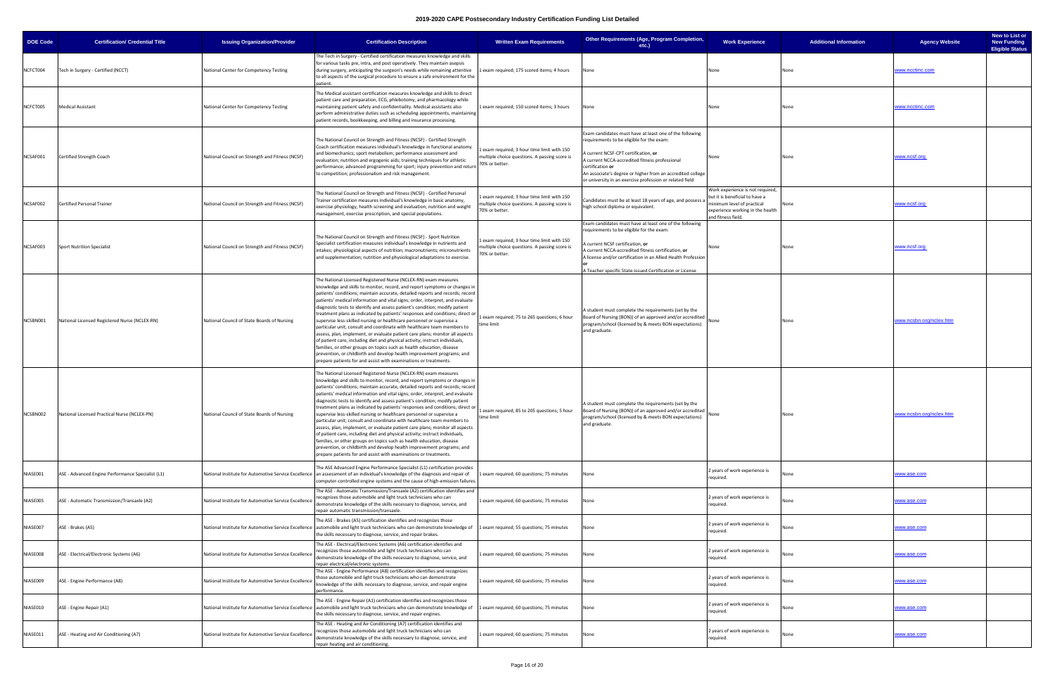# 2019-2020 CAPE Postsecondary Industry Certification Funding List Detailed

| DOE Code | Certification/ Credential Title | Issuing Organization/Provider | Certification Description | Written Exam Requirements | Other Requirements (Age, Program Completion, etc.) | Work Experience | Additional Information | Agency Website | New to List or New Funding Eligible Status |
|---|---|---|---|---|---|---|---|---|---|
| NCFCT004 | Tech in Surgery - Certified (NCCT) | National Center for Competency Testing | The Tech in Surgery - Certified certification measures knowledge and skills for various tasks pre, intra, and post operatively. They maintain asepsis during surgery, anticipating the surgeon's needs while remaining attentive to all aspects of the surgical procedure to ensure a safe environment for the patient. | 1 exam required; 175 scored items; 4 hours | None | None | None | www.ncctinc.com | |
| NCFCT005 | Medical Assistant | National Center for Competency Testing | The Medical assistant certification measures knowledge and skills to direct patient care and preparation, ECG, phlebotomy, and pharmacology while maintaining patient safety and confidentiality. Medical assistants also perform administrative duties such as scheduling appointments, maintaining patient records, bookkeeping, and billing and insurance processing. | 1 exam required; 150 scored items; 3 hours | None | None | None | www.ncctinc.com | |
| NCSAF001 | Certified Strength Coach | National Council on Strength and Fitness (NCSF) | The National Council on Strength and Fitness (NCSF) - Certified Strength Coach certification measures individual's knowledge in functional anatomy and biomechanics; sport metabolism; performance assessment and evaluation; nutrition and ergogenic aids; training techniques for athletic performance; advanced programming for sport; injury prevention and return to competition; professionalism and risk management. | 1 exam required; 3 hour time limit with 150 multiple choice questions. A passing score is 70% or better. | Exam candidates must have at least one of the following requirements to be eligible for the exam:<br>A current NCSF-CPT certification, **or**<br>A current NCCA-accredited fitness professional certification **or**<br>An associate's degree or higher from an accredited college or university in an exercise profession or related field | None | None | www.ncsf.org | |
| NCSAF002 | Certified Personal Trainer | National Council on Strength and Fitness (NCSF) | The National Council on Strength and Fitness (NCSF) - Certified Personal Trainer certification measures individual's knowledge in basic anatomy, exercise physiology, health screening and evaluation, nutrition and weight management, exercise prescription, and special populations. | 1 exam required; 3 hour time limit with 150 multiple choice questions. A passing score is 70% or better. | Candidates must be at least 18 years of age, and possess a high school diploma or equivalent. | Work experience is not required, but it is beneficial to have a minimum level of practical experience working in the health and fitness field. | None | www.ncsf.org | |
| NCSAF003 | Sport Nutrition Specialist | National Council on Strength and Fitness (NCSF) | The National Council on Strength and Fitness (NCSF) - Sport Nutrition Specialist certification measures individual's knowledge in nutrients and intakes; physiological aspects of nutrition; macronutrients; micronutrients and supplementation; nutrition and physiological adaptations to exercise. | 1 exam required; 3 hour time limit with 150 multiple choice questions. A passing score is 70% or better. | Exam candidates must have at least one of the following requirements to be eligible for the exam:<br>A current NCSF certification, **or**<br>A current NCCA-accredited fitness certification, **or**<br>A license and/or certification in an Allied Health Profession **or**<br>A Teacher specific State-issued Certification or License | None | None | www.ncsf.org | |
| NCSBN001 | National Licensed Registered Nurse (NCLEX-RN) | National Council of State Boards of Nursing | The National Licensed Registered Nurse (NCLEX-RN) exam measures knowledge and skills to monitor, record, and report symptoms or changes in patients' conditions; maintain accurate, detailed reports and records; record patients' medical information and vital signs; order, interpret, and evaluate diagnostic tests to identify and assess patient's condition; modify patient treatment plans as indicated by patients' responses and conditions; direct or supervise less-skilled nursing or healthcare personnel or supervise a particular unit; consult and coordinate with healthcare team members to assess, plan, implement, or evaluate patient care plans; monitor all aspects of patient care, including diet and physical activity; instruct individuals, families, or other groups on topics such as health education, disease prevention, or childbirth and develop health improvement programs; and prepare patients for and assist with examinations or treatments. | 1 exam required; 75 to 265 questions; 6 hour time limit | A student must complete the requirements (set by the Board of Nursing (BON)) of an approved and/or accredited program/school (licensed by & meets BON expectations) and graduate. | None | None | www.ncsbn.org/nclex.htm | |
| NCSBN002 | National Licensed Practical Nurse (NCLEX-PN) | National Council of State Boards of Nursing | The National Licensed Registered Nurse (NCLEX-RN) exam measures knowledge and skills to monitor, record, and report symptoms or changes in patients' conditions; maintain accurate, detailed reports and records; record patients' medical information and vital signs; order, interpret, and evaluate diagnostic tests to identify and assess patient's condition; modify patient treatment plans as indicated by patients' responses and conditions; direct or supervise less-skilled nursing or healthcare personnel or supervise a particular unit; consult and coordinate with healthcare team members to assess, plan, implement, or evaluate patient care plans; monitor all aspects of patient care, including diet and physical activity; instruct individuals, families, or other groups on topics such as health education, disease prevention, or childbirth and develop health improvement programs; and prepare patients for and assist with examinations or treatments. | 1 exam required; 85 to 205 questions; 5 hour time limit | A student must complete the requirements (set by the Board of Nursing (BON)) of an approved and/or accredited program/school (licensed by & meets BON expectations) and graduate. | None | None | www.ncsbn.org/nclex.htm | |
| NIASE001 | ASE - Advanced Engine Performance Specialist (L1) | National Institute for Automotive Service Excellence | The ASE Advanced Engine Performance Specialist (L1) certification provides an assessment of an individual's knowledge of the diagnosis and repair of computer-controlled engine systems and the cause of high-emission failures. | 1 exam required; 60 questions; 75 minutes | None | 2 years of work experience is required. | None | www.ase.com | |
| NIASE005 | ASE - Automatic Transmission/Transaxle (A2) | National Institute for Automotive Service Excellence | The ASE - Automatic Transmission/Transaxle (A2) certification identifies and recognizes those automobile and light truck technicians who can demonstrate knowledge of the skills necessary to diagnose, service, and repair automatic transmission/transaxle. | 1 exam required; 60 questions; 75 minutes | None | 2 years of work experience is required. | None | www.ase.com | |
| NIASE007 | ASE - Brakes (A5) | National Institute for Automotive Service Excellence | The ASE - Brakes (A5) certification identifies and recognizes those automobile and light truck technicians who can demonstrate knowledge of the skills necessary to diagnose, service, and repair brakes. | 1 exam required; 55 questions; 75 minutes | None | 2 years of work experience is required. | None | www.ase.com | |
| NIASE008 | ASE - Electrical/Electronic Systems (A6) | National Institute for Automotive Service Excellence | The ASE - Electrical/Electronic Systems (A6) certification identifies and recognizes those automobile and light truck technicians who can demonstrate knowledge of the skills necessary to diagnose, service, and repair electrical/electronic systems. | 1 exam required; 60 questions; 75 minutes | None | 2 years of work experience is required. | None | www.ase.com | |
| NIASE009 | ASE - Engine Performance (A8) | National Institute for Automotive Service Excellence | The ASE - Engine Performance (A8) certification identifies and recognizes those automobile and light truck technicians who can demonstrate knowledge of the skills necessary to diagnose, service, and repair engine performance. | 1 exam required; 60 questions; 75 minutes | None | 2 years of work experience is required. | None | www.ase.com | |
| NIASE010 | ASE - Engine Repair (A1) | National Institute for Automotive Service Excellence | The ASE - Engine Repair (A1) certification identifies and recognizes those automobile and light truck technicians who can demonstrate knowledge of the skills necessary to diagnose, service, and repair engines. | 1 exam required; 60 questions; 75 minutes | None | 2 years of work experience is required. | None | www.ase.com | |
| NIASE011 | ASE - Heating and Air Conditioning (A7) | National Institute for Automotive Service Excellence | The ASE - Heating and Air Conditioning (A7) certification identifies and recognizes those automobile and light truck technicians who can demonstrate knowledge of the skills necessary to diagnose, service, and repair heating and air conditioning. | 1 exam required; 60 questions; 75 minutes | None | 2 years of work experience is required. | None | www.ase.com | |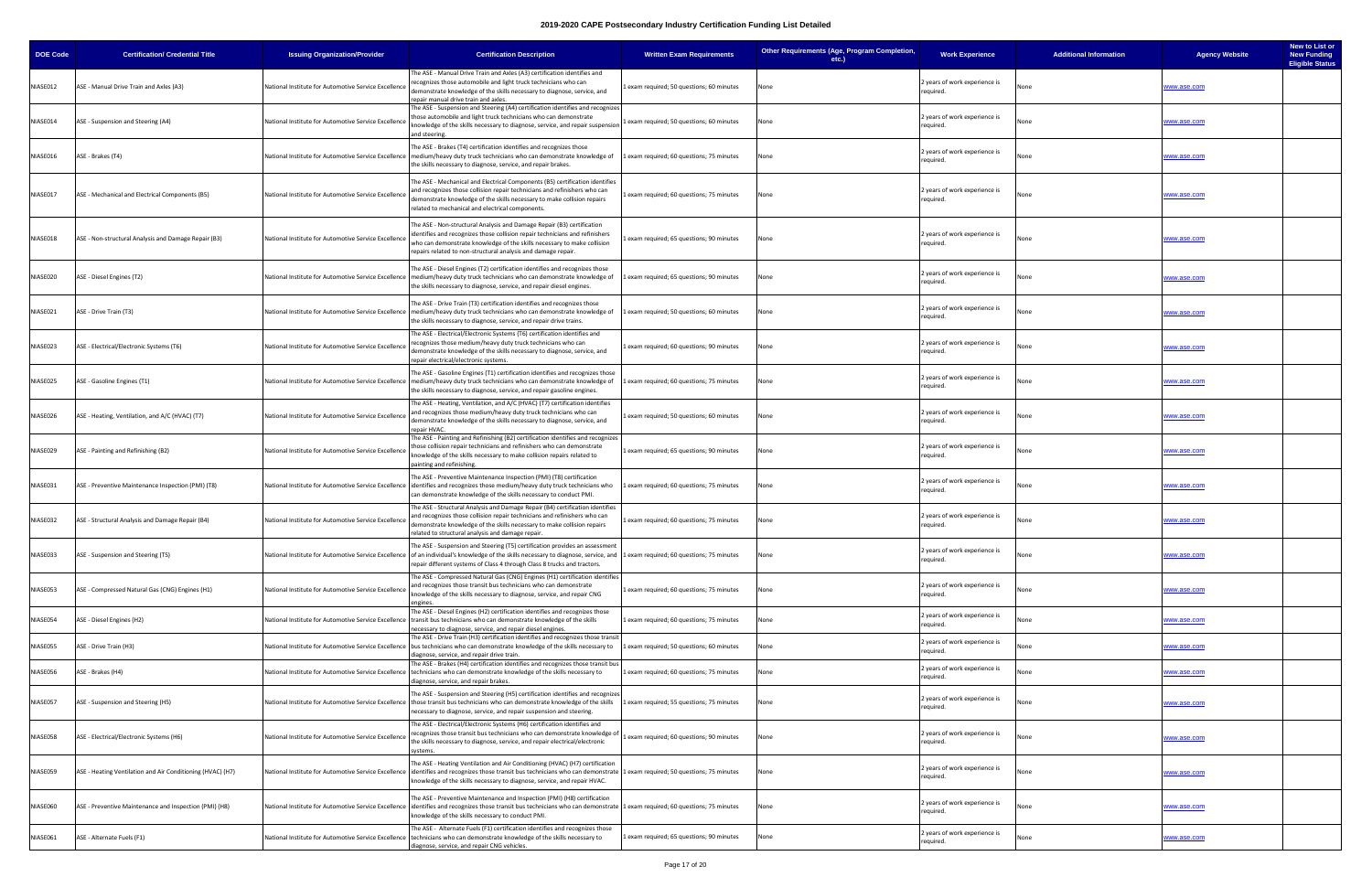# 2019-2020 CAPE Postsecondary Industry Certification Funding List Detailed

| DOE Code | Certification/ Credential Title | Issuing Organization/Provider | Certification Description | Written Exam Requirements | Other Requirements (Age, Program Completion, etc.) | Work Experience | Additional Information | Agency Website | New to List or New Funding Eligible Status |
|---|---|---|---|---|---|---|---|---|---|
| NIASE012 | ASE - Manual Drive Train and Axles (A3) | National Institute for Automotive Service Excellence | The ASE - Manual Drive Train and Axles (A3) certification identifies and recognizes those automobile and light truck technicians who can demonstrate knowledge of the skills necessary to diagnose, service, and repair manual drive train and axles. | 1 exam required; 50 questions; 60 minutes | None | 2 years of work experience is required. | None | www.ase.com | |
| NIASE014 | ASE - Suspension and Steering (A4) | National Institute for Automotive Service Excellence | The ASE - Suspension and Steering (A4) certification identifies and recognizes those automobile and light truck technicians who can demonstrate knowledge of the skills necessary to diagnose, service, and repair suspension and steering. | 1 exam required; 50 questions; 60 minutes | None | 2 years of work experience is required. | None | www.ase.com | |
| NIASE016 | ASE - Brakes (T4) | National Institute for Automotive Service Excellence | The ASE - Brakes (T4) certification identifies and recognizes those medium/heavy duty truck technicians who can demonstrate knowledge of the skills necessary to diagnose, service, and repair brakes. | 1 exam required; 60 questions; 75 minutes | None | 2 years of work experience is required. | None | www.ase.com | |
| NIASE017 | ASE - Mechanical and Electrical Components (B5) | National Institute for Automotive Service Excellence | The ASE - Mechanical and Electrical Components (B5) certification identifies and recognizes those collision repair technicians and refinishers who can demonstrate knowledge of the skills necessary to make collision repairs related to mechanical and electrical components. | 1 exam required; 60 questions; 75 minutes | None | 2 years of work experience is required. | None | www.ase.com | |
| NIASE018 | ASE - Non-structural Analysis and Damage Repair (B3) | National Institute for Automotive Service Excellence | The ASE - Non-structural Analysis and Damage Repair (B3) certification identifies and recognizes those collision repair technicians and refinishers who can demonstrate knowledge of the skills necessary to make collision repairs related to non-structural analysis and damage repair. | 1 exam required; 65 questions; 90 minutes | None | 2 years of work experience is required. | None | www.ase.com | |
| NIASE020 | ASE - Diesel Engines (T2) | National Institute for Automotive Service Excellence | The ASE - Diesel Engines (T2) certification identifies and recognizes those medium/heavy duty truck technicians who can demonstrate knowledge of the skills necessary to diagnose, service, and repair diesel engines. | 1 exam required; 65 questions; 90 minutes | None | 2 years of work experience is required. | None | www.ase.com | |
| NIASE021 | ASE - Drive Train (T3) | National Institute for Automotive Service Excellence | The ASE - Drive Train (T3) certification identifies and recognizes those medium/heavy duty truck technicians who can demonstrate knowledge of the skills necessary to diagnose, service, and repair drive trains. | 1 exam required; 50 questions; 60 minutes | None | 2 years of work experience is required. | None | www.ase.com | |
| NIASE023 | ASE - Electrical/Electronic Systems (T6) | National Institute for Automotive Service Excellence | The ASE - Electrical/Electronic Systems (T6) certification identifies and recognizes those medium/heavy duty truck technicians who can demonstrate knowledge of the skills necessary to diagnose, service, and repair electrical/electronic systems. | 1 exam required; 60 questions; 90 minutes | None | 2 years of work experience is required. | None | www.ase.com | |
| NIASE025 | ASE - Gasoline Engines (T1) | National Institute for Automotive Service Excellence | The ASE - Gasoline Engines (T1) certification identifies and recognizes those medium/heavy duty truck technicians who can demonstrate knowledge of the skills necessary to diagnose, service, and repair gasoline engines. | 1 exam required; 60 questions; 75 minutes | None | 2 years of work experience is required. | None | www.ase.com | |
| NIASE026 | ASE - Heating, Ventilation, and A/C (HVAC) (T7) | National Institute for Automotive Service Excellence | The ASE - Heating, Ventilation, and A/C (HVAC) (T7) certification identifies and recognizes those medium/heavy duty truck technicians who can demonstrate knowledge of the skills necessary to diagnose, service, and repair HVAC. | 1 exam required; 50 questions; 60 minutes | None | 2 years of work experience is required. | None | www.ase.com | |
| NIASE029 | ASE - Painting and Refinishing (B2) | National Institute for Automotive Service Excellence | The ASE - Painting and Refinishing (B2) certification identifies and recognizes those collision repair technicians and refinishers who can demonstrate knowledge of the skills necessary to make collision repairs related to painting and refinishing. | 1 exam required; 65 questions; 90 minutes | None | 2 years of work experience is required. | None | www.ase.com | |
| NIASE031 | ASE - Preventive Maintenance Inspection (PMI) (T8) | National Institute for Automotive Service Excellence | The ASE - Preventive Maintenance Inspection (PMI) (T8) certification identifies and recognizes those medium/heavy duty truck technicians who can demonstrate knowledge of the skills necessary to conduct PMI. | 1 exam required; 60 questions; 75 minutes | None | 2 years of work experience is required. | None | www.ase.com | |
| NIASE032 | ASE - Structural Analysis and Damage Repair (B4) | National Institute for Automotive Service Excellence | The ASE - Structural Analysis and Damage Repair (B4) certification identifies and recognizes those collision repair technicians and refinishers who can demonstrate knowledge of the skills necessary to make collision repairs related to structural analysis and damage repair. | 1 exam required; 60 questions; 75 minutes | None | 2 years of work experience is required. | None | www.ase.com | |
| NIASE033 | ASE - Suspension and Steering (T5) | National Institute for Automotive Service Excellence | The ASE - Suspension and Steering (T5) certification provides an assessment of an individual's knowledge of the skills necessary to diagnose, service, and repair different systems of Class 4 through Class 8 trucks and tractors. | 1 exam required; 60 questions; 75 minutes | None | 2 years of work experience is required. | None | www.ase.com | |
| NIASE053 | ASE - Compressed Natural Gas (CNG) Engines (H1) | National Institute for Automotive Service Excellence | The ASE - Compressed Natural Gas (CNG) Engines (H1) certification identifies and recognizes those transit bus technicians who can demonstrate knowledge of the skills necessary to diagnose, service, and repair CNG engines. | 1 exam required; 60 questions; 75 minutes | None | 2 years of work experience is required. | None | www.ase.com | |
| NIASE054 | ASE - Diesel Engines (H2) | National Institute for Automotive Service Excellence | The ASE - Diesel Engines (H2) certification identifies and recognizes those transit bus technicians who can demonstrate knowledge of the skills necessary to diagnose, service, and repair diesel engines. | 1 exam required; 60 questions; 75 minutes | None | 2 years of work experience is required. | None | www.ase.com | |
| NIASE055 | ASE - Drive Train (H3) | National Institute for Automotive Service Excellence | The ASE - Drive Train (H3) certification identifies and recognizes those transit bus technicians who can demonstrate knowledge of the skills necessary to diagnose, service, and repair drive train. | 1 exam required; 50 questions; 60 minutes | None | 2 years of work experience is required. | None | www.ase.com | |
| NIASE056 | ASE - Brakes (H4) | National Institute for Automotive Service Excellence | The ASE - Brakes (H4) certification identifies and recognizes those transit bus technicians who can demonstrate knowledge of the skills necessary to diagnose, service, and repair brakes. | 1 exam required; 60 questions; 75 minutes | None | 2 years of work experience is required. | None | www.ase.com | |
| NIASE057 | ASE - Suspension and Steering (H5) | National Institute for Automotive Service Excellence | The ASE - Suspension and Steering (H5) certification identifies and recognizes those transit bus technicians who can demonstrate knowledge of the skills necessary to diagnose, service, and repair suspension and steering. | 1 exam required; 55 questions; 75 minutes | None | 2 years of work experience is required. | None | www.ase.com | |
| NIASE058 | ASE - Electrical/Electronic Systems (H6) | National Institute for Automotive Service Excellence | The ASE - Electrical/Electronic Systems (H6) certification identifies and recognizes those transit bus technicians who can demonstrate knowledge of the skills necessary to diagnose, service, and repair electrical/electronic systems. | 1 exam required; 60 questions; 90 minutes | None | 2 years of work experience is required. | None | www.ase.com | |
| NIASE059 | ASE - Heating Ventilation and Air Conditioning (HVAC) (H7) | National Institute for Automotive Service Excellence | The ASE - Heating Ventilation and Air Conditioning (HVAC) (H7) certification identifies and recognizes those transit bus technicians who can demonstrate knowledge of the skills necessary to diagnose, service, and repair HVAC. | 1 exam required; 50 questions; 75 minutes | None | 2 years of work experience is required. | None | www.ase.com | |
| NIASE060 | ASE - Preventive Maintenance and Inspection (PMI) (H8) | National Institute for Automotive Service Excellence | The ASE - Preventive Maintenance and Inspection (PMI) (H8) certification identifies and recognizes those transit bus technicians who can demonstrate knowledge of the skills necessary to conduct PMI. | 1 exam required; 60 questions; 75 minutes | None | 2 years of work experience is required. | None | www.ase.com | |
| NIASE061 | ASE - Alternate Fuels (F1) | National Institute for Automotive Service Excellence | The ASE - Alternate Fuels (F1) certification identifies and recognizes those technicians who can demonstrate knowledge of the skills necessary to diagnose, service, and repair CNG vehicles. | 1 exam required; 65 questions; 90 minutes | None | 2 years of work experience is required. | None | www.ase.com | |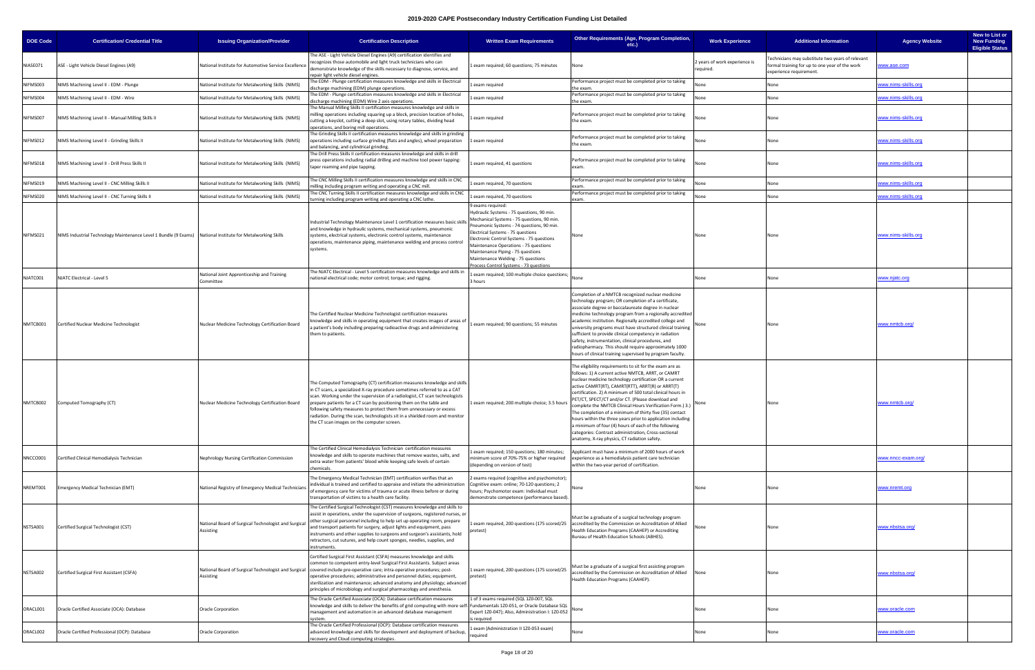# 2019-2020 CAPE Postsecondary Industry Certification Funding List Detailed

| DOE Code | Certification/ Credential Title | Issuing Organization/Provider | Certification Description | Written Exam Requirements | Other Requirements (Age, Program Completion, etc.) | Work Experience | Additional Information | Agency Website | New to List or New Funding Eligible Status |
|---|---|---|---|---|---|---|---|---|---|
| NIASE071 | ASE - Light Vehicle Diesel Engines (A9) | National Institute for Automotive Service Excellence | The ASE - Light Vehicle Diesel Engines (A9) certification identifies and recognizes those automobile and light truck technicians who can demonstrate knowledge of the skills necessary to diagnose, service, and repair light vehicle diesel engines. | 1 exam required; 60 questions; 75 minutes | None | 2 years of work experience is required. | Technicians may substitute two years of relevant formal training for up to one year of the work experience requirement. | www.ase.com | |
| NIFMS003 | NIMS Machining Level II - EDM - Plunge | National Institute for Metalworking Skills (NIMS) | The EDM - Plunge certification measures knowledge and skills in Electrical discharge machining (EDM) plunge operations. | 1 exam required | Performance project must be completed prior to taking the exam. | None | None | www.nims-skills.org | |
| NIFMS004 | NIMS Machining Level II - EDM - Wire | National Institute for Metalworking Skills (NIMS) | The EDM - Plunge certification measures knowledge and skills in Electrical discharge machining (EDM) Wire 2 axis operations. | 1 exam required | Performance project must be completed prior to taking the exam. | None | None | www.nims-skills.org | |
| NIFMS007 | NIMS Machining Level II - Manual Milling Skills II | National Institute for Metalworking Skills (NIMS) | The Manual Milling Skills II certification measures knowledge and skills in milling operations including squaring up a block, precision location of holes, cutting a keyslot, cutting a deep slot, using rotary tables, dividing head operations, and boring mill operations. | 1 exam required | Performance project must be completed prior to taking the exam. | None | None | www.nims-skills.org | |
| NIFMS012 | NIMS Machining Level II - Grinding Skills II | National Institute for Metalworking Skills (NIMS) | The Grinding Skills II certification measures knowledge and skills in grinding operations including surface grinding (flats and angles), wheel preparation and balancing, and cylindrical grinding. | 1 exam required | Performance project must be completed prior to taking the exam. | None | None | www.nims-skills.org | |
| NIFMS018 | NIMS Machining Level II - Drill Press Skills II | National Institute for Metalworking Skills (NIMS) | The Drill Press Skills II certification measures knowledge and skills in drill press operations including radial drilling and machine tool power tapping: taper reaming and pipe tapping. | 1 exam required, 41 questions | Performance project must be completed prior to taking exam. | None | None | www.nims-skills.org | |
| NIFMS019 | NIMS Machining Level II - CNC Milling Skills II | National Institute for Metalworking Skills (NIMS) | The CNC Milling Skills II certification measures knowledge and skills in CNC milling including program writing and operating a CNC mill. | 1 exam required, 70 questions | Performance project must be completed prior to taking exam. | None | None | www.nims-skills.org | |
| NIFMS020 | NIMS Machining Level II - CNC Turning Skills II | National Institute for Metalworking Skills (NIMS) | The CNC Turning Skills II certification measures knowledge and skills in CNC turning including program writing and operating a CNC lathe. | 1 exam required, 70 questions | Performance project must be completed prior to taking exam. | None | None | www.nims-skills.org | |
| NIFMS021 | NIMS Industrial Technology Maintenance Level 1 Bundle (9 Exams) | National Institute for Metalworking Skills | Industrial Technology Maintenance Level 1 certification measures basic skills and knowledge in hydraulic systems, mechanical systems, pneumonic systems, electrical systems, electronic control systems, maintenance operations, maintenance piping, maintenance welding and process control systems. | 9 exams required: Hydraulic Systems - 75 questions, 90 min. Mechanical Systems - 75 questions, 90 min. Pneumonic Systems - 74 questions, 90 min. Electrical Systems - 75 questions Electronic Control Systems - 75 questions Maintenance Operations - 75 questions Maintenance Piping - 75 questions Maintenance Welding - 75 questions Process Control Systems - 73 questions | None | None | None | www.nims-skills.org | |
| NJATC001 | NJATC Electrical - Level 5 | National Joint Apprenticeship and Training Committee | The NJATC Electrical - Level 5 certification measures knowledge and skills in national electrical code; motor control; torque; and rigging. | 1 exam required; 100 multiple choice questions; 3 hours | None | None | None | www.njatc.org | |
| NMTCB001 | Certified Nuclear Medicine Technologist | Nuclear Medicine Technology Certification Board | The Certified Nuclear Medicine Technologist certification measures knowledge and skills in operating equipment that creates images of areas of a patient's body including preparing radioactive drugs and administering them to patients. | 1 exam required; 90 questions; 55 minutes | Completion of a NMTCB recognized nuclear medicine technology program; OR completion of a certificate, associate degree or baccalaureate degree in nuclear medicine technology program from a regionally accredited academic institution. Regionally accredited college and university programs must have structured clinical training sufficient to provide clinical competency in radiation safety, instrumentation, clinical procedures, and radiopharmacy. This should require approximately 1000 hours of clinical training supervised by program faculty. | None | None | www.nmtcb.org/ | |
| NMTCB002 | Computed Tomography (CT) | Nuclear Medicine Technology Certification Board | The Computed Tomography (CT) certification measures knowledge and skills in CT scans, a specialized X-ray procedure sometimes referred to as a CAT scan. Working under the supervision of a radiologist, CT scan technologists prepare patients for a CT scan by positioning them on the table and following safety measures to protect them from unnecessary or excess radiation. During the scan, technologists sit in a shielded room and monitor the CT scan images on the computer screen. | 1 exam required; 200 multiple choice; 3.5 hours | The eligibility requirements to sit for the exam are as follows: 1) A current active NMTCB, ARRT, or CAMRT nuclear medicine technology certification OR a current active CAMRT(RT), CAMRT(RTT), ARRT(R) or ARRT(T) certification. 2) A minimum of 500 total clinical hours in PET/CT, SPECT/CT and/or CT. (Please download and complete the NMTCB Clinical Hours Verification Form.) 3.) The completion of a minimum of thirty five (35) contact hours within the three years prior to application including a minimum of four (4) hours of each of the following categories: Contrast administration, Cross-sectional anatomy, X-ray physics, CT radiation safety. | None | None | www.nmtcb.org/ | |
| NNCCO001 | Certified Clinical Hemodialysis Technician | Nephrology Nursing Certification Commission | The Certified Clinical Hemodialysis Technician certification measures knowledge and skills to operate machines that remove wastes, salts, and extra water from patients' blood while keeping safe levels of certain chemicals. | 1 exam required; 150 questions; 180 minutes; minimum score of 70%-75% or higher required (depending on version of test) | Applicant must have a minimum of 2000 hours of work experience as a hemodialysis patient care technician within the two-year period of certification. | | | www.nncc-exam.org/ | |
| NREMT001 | Emergency Medical Technician (EMT) | National Registry of Emergency Medical Technicians | The Emergency Medical Technician (EMT) certification verifies that an individual is trained and certified to appraise and initiate the administration of emergency care for victims of trauma or acute illness before or during transportation of victims to a health care facility. | 2 exams required (cognitive and psychomotor); Cognitive exam: online; 70-120 questions; 2 hours; Psychomotor exam: Individual must demonstrate competence (performance based). | None | None | None | www.nremt.org | |
| NSTSA001 | Certified Surgical Technologist (CST) | National Board of Surgical Technologist and Surgical Assisting | The Certified Surgical Technologist (CST) measures knowledge and skills to assist in operations, under the supervision of surgeons, registered nurses, or other surgical personnel including to help set up operating room, prepare and transport patients for surgery, adjust lights and equipment, pass instruments and other supplies to surgeons and surgeon's assistants, hold retractors, cut sutures, and help count sponges, needles, supplies, and instruments. | 1 exam required, 200 questions (175 scored/25 pretest) | Must be a graduate of a surgical technology program accredited by the Commission on Accreditation of Allied Health Education Programs (CAAHEP) or Accrediting Bureau of Health Education Schools (ABHES). | None | None | www.nbstsa.org/ | |
| NSTSA002 | Certified Surgical First Assistant (CSFA) | National Board of Surgical Technologist and Surgical Assisting | Certified Surgical First Assistant (CSFA) measures knowledge and skills common to competent entry-level Surgical First Assistants. Subject areas covered include pre-operative care; intra-operative procedures; post-operative procedures; administrative and personnel duties; equipment, sterilization and maintenance; advanced anatomy and physiology; advanced principles of microbiology and surgical pharmacology and anesthesia. | 1 exam required, 200 questions (175 scored/25 pretest) | Must be a graduate of a surgical first assisting program accredited by the Commission on Accreditation of Allied Health Education Programs (CAAHEP). | None | None | www.nbstsa.org/ | |
| ORACL001 | Oracle Certified Associate (OCA): Database | Oracle Corporation | The Oracle Certified Associate (OCA): Database certification measures knowledge and skills to deliver the benefits of grid computing with more self-management and automation in an advanced database management system. | 1 of 3 exams required (SQL 1Z0-007, SQL Fundamentals 1Z0-051, or Oracle Database SQL Expert 1Z0-047); Also, Administration I: 1Z0-052 is required | None | None | None | www.oracle.com | |
| ORACL002 | Oracle Certified Professional (OCP): Database | Oracle Corporation | The Oracle Certified Professional (OCP): Database certification measures advanced knowledge and skills for development and deployment of backup, recovery and Cloud computing strategies. | 1 exam (Administration II 1Z0-053 exam) required | None | None | None | www.oracle.com | |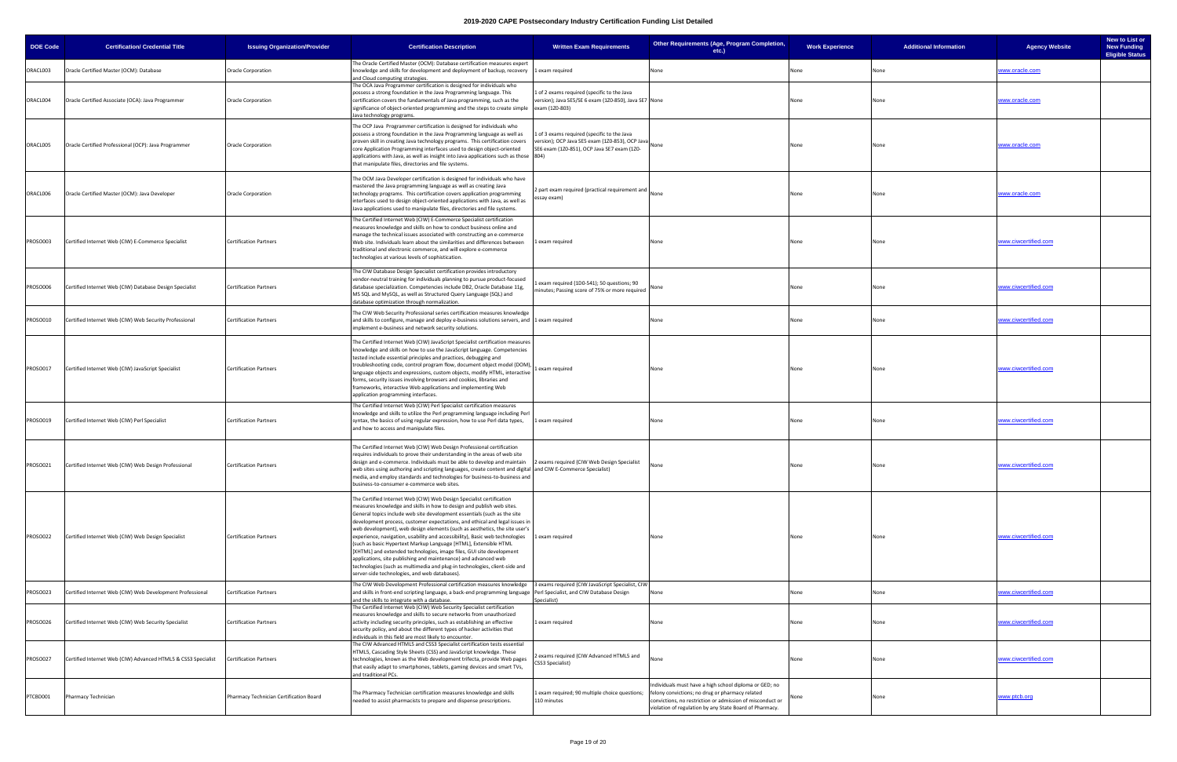# 2019-2020 CAPE Postsecondary Industry Certification Funding List Detailed

| DOE Code | Certification/ Credential Title | Issuing Organization/Provider | Certification Description | Written Exam Requirements | Other Requirements (Age, Program Completion, etc.) | Work Experience | Additional Information | Agency Website | New to List or New Funding Eligible Status |
|---|---|---|---|---|---|---|---|---|---|
| ORACL003 | Oracle Certified Master (OCM): Database | Oracle Corporation | The Oracle Certified Master (OCM): Database certification measures expert knowledge and skills for development and deployment of backup, recovery and Cloud computing strategies. | 1 exam required | None | None | None | www.oracle.com | |
| ORACL004 | Oracle Certified Associate (OCA): Java Programmer | Oracle Corporation | The OCA Java Programmer certification is designed for individuals who possess a strong foundation in the Java Programming language. This certification covers the fundamentals of Java programming, such as the significance of object-oriented programming and the steps to create simple Java technology programs. | 1 of 2 exams required (specific to the Java version); Java SE5/SE 6 exam (1Z0-850), Java SE7 exam (1Z0-803) | None | None | None | www.oracle.com | |
| ORACL005 | Oracle Certified Professional (OCP): Java Programmer | Oracle Corporation | The OCP Java Programmer certification is designed for individuals who possess a strong foundation in the Java Programming language as well as proven skill in creating Java technology programs. This certification covers core Application Programming interfaces used to design object-oriented applications with Java, as well as insight into Java applications such as those that manipulate files, directories and file systems. | 1 of 3 exams required (specific to the Java version); OCP Java SE5 exam (1Z0-853), OCP Java SE6 exam (1Z0-851), OCP Java SE7 exam (1Z0-804) | None | None | None | www.oracle.com | |
| ORACL006 | Oracle Certified Master (OCM): Java Developer | Oracle Corporation | The OCM Java Developer certification is designed for individuals who have mastered the Java programming language as well as creating Java technology programs. This certification covers application programming interfaces used to design object-oriented applications with Java, as well as Java applications used to manipulate files, directories and file systems. | 2 part exam required (practical requirement and essay exam) | None | None | None | www.oracle.com | |
| PROSO003 | Certified Internet Web (CIW) E-Commerce Specialist | Certification Partners | The Certified Internet Web (CIW) E-Commerce Specialist certification measures knowledge and skills on how to conduct business online and manage the technical issues associated with constructing an e-commerce Web site. Individuals learn about the similarities and differences between traditional and electronic commerce, and will explore e-commerce technologies at various levels of sophistication. | 1 exam required | None | None | None | www.ciwcertified.com | |
| PROSO006 | Certified Internet Web (CIW) Database Design Specialist | Certification Partners | The CIW Database Design Specialist certification provides introductory vendor-neutral training for individuals planning to pursue product-focused database specialization. Competencies include DB2, Oracle Database 11g, MS SQL and MySQL, as well as Structured Query Language (SQL) and database optimization through normalization. | 1 exam required (1D0-541); 50 questions; 90 minutes; Passing score of 75% or more required | None | None | None | www.ciwcertified.com | |
| PROSO010 | Certified Internet Web (CIW) Web Security Professional | Certification Partners | The CIW Web Security Professional series certification measures knowledge and skills to configure, manage and deploy e-business solutions servers, and implement e-business and network security solutions. | 1 exam required | None | None | None | www.ciwcertified.com | |
| PROSO017 | Certified Internet Web (CIW) JavaScript Specialist | Certification Partners | The Certified Internet Web (CIW) JavaScript Specialist certification measures knowledge and skills on how to use the JavaScript language. Competencies tested include essential principles and practices, debugging and troubleshooting code, control program flow, document object model (DOM), language objects and expressions, custom objects, modify HTML, interactive forms, security issues involving browsers and cookies, libraries and frameworks, interactive Web applications and implementing Web application programming interfaces. | 1 exam required | None | None | None | www.ciwcertified.com | |
| PROSO019 | Certified Internet Web (CIW) Perl Specialist | Certification Partners | The Certified Internet Web (CIW) Perl Specialist certification measures knowledge and skills to utilize the Perl programming language including Perl syntax, the basics of using regular expression, how to use Perl data types, and how to access and manipulate files. | 1 exam required | None | None | None | www.ciwcertified.com | |
| PROSO021 | Certified Internet Web (CIW) Web Design Professional | Certification Partners | The Certified Internet Web (CIW) Web Design Professional certification requires individuals to prove their understanding in the areas of web site design and e-commerce. Individuals must be able to develop and maintain web sites using authoring and scripting languages, create content and digital media, and employ standards and technologies for business-to-business and business-to-consumer e-commerce web sites. | 2 exams required (CIW Web Design Specialist and CIW E-Commerce Specialist) | None | None | None | www.ciwcertified.com | |
| PROSO022 | Certified Internet Web (CIW) Web Design Specialist | Certification Partners | The Certified Internet Web (CIW) Web Design Specialist certification measures knowledge and skills in how to design and publish web sites. General topics include web site development essentials (such as the site development process, customer expectations, and ethical and legal issues in web development), web design elements (such as aesthetics, the site user's experience, navigation, usability and accessibility), Basic web technologies (such as basic Hypertext Markup Language [HTML], Extensible HTML [XHTML] and extended technologies, image files, GUI site development applications, site publishing and maintenance) and advanced web technologies (such as multimedia and plug-in technologies, client-side and server-side technologies, and web databases). | 1 exam required | None | None | None | www.ciwcertified.com | |
| PROSO023 | Certified Internet Web (CIW) Web Development Professional | Certification Partners | The CIW Web Development Professional certification measures knowledge and skills in front-end scripting language, a back-end programming language and the skills to integrate with a database. | 3 exams required (CIW JavaScript Specialist, CIW Perl Specialist, and CIW Database Design Specialist) | None | None | None | www.ciwcertified.com | |
| PROSO026 | Certified Internet Web (CIW) Web Security Specialist | Certification Partners | The Certified Internet Web (CIW) Web Security Specialist certification measures knowledge and skills to secure networks from unauthorized activity including security principles, such as establishing an effective security policy, and about the different types of hacker activities that individuals in this field are most likely to encounter. | 1 exam required | None | None | None | www.ciwcertified.com | |
| PROSO027 | Certified Internet Web (CIW) Advanced HTML5 & CSS3 Specialist | Certification Partners | The CIW Advanced HTML5 and CSS3 Specialist certification tests essential HTML5, Cascading Style Sheets (CSS) and JavaScript knowledge. These technologies, known as the Web development trifecta, provide Web pages that easily adapt to smartphones, tablets, gaming devices and smart TVs, and traditional PCs. | 2 exams required (CIW Advanced HTML5 and CSS3 Specialist) | None | None | None | www.ciwcertified.com | |
| PTCBO001 | Pharmacy Technician | Pharmacy Technician Certification Board | The Pharmacy Technician certification measures knowledge and skills needed to assist pharmacists to prepare and dispense prescriptions. | 1 exam required; 90 multiple choice questions; 110 minutes | Individuals must have a high school diploma or GED; no felony convictions; no drug or pharmacy related convictions, no restriction or admission of misconduct or violation of regulation by any State Board of Pharmacy. | None | None | www.ptcb.org | |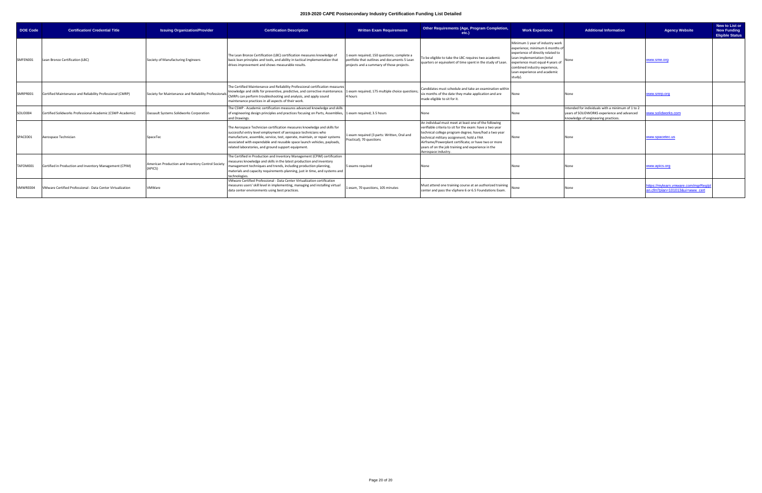# 2019-2020 CAPE Postsecondary Industry Certification Funding List Detailed

| DOE Code | Certification/ Credential Title | Issuing Organization/Provider | Certification Description | Written Exam Requirements | Other Requirements (Age, Program Completion, etc.) | Work Experience | Additional Information | Agency Website | New to List or New Funding Eligible Status |
|---|---|---|---|---|---|---|---|---|---|
| SMFEN001 | Lean Bronze Certification (LBC) | Society of Manufacturing Engineers | The Lean Bronze Certification (LBC) certification measures knowledge of basic lean principles and tools, and ability in tactical implementation that drives improvement and shows measurable results. | 1 exam required; 150 questions; complete a portfolio that outlines and documents 5 Lean projects and a summary of those projects. | To be eligible to take the LBC requires two academic quarters or equivalent of time spent in the study of Lean. | Minimum 1 year of industry work experience; minimum 6 months of experience of directly related to Lean implementation (total experience must equal 4 years of combined industry experience, Lean experience and academic study). | None | www.sme.org | |
| SMRPR001 | Certified Maintenance and Reliability Professional (CMRP) | Society for Maintenance and Reliability Professionals | The Certified Maintenance and Reliability Professional certification measures knowledge and skills for preventive, predictive, and corrective maintenance. CMRPs can perform troubleshooting and analysis, and apply sound maintenance practices in all aspects of their work. | 1 exam required; 175 multiple choice questions; 4 hours | Candidates must schedule and take an examination within six months of the date they make application and are made eligible to sit for it. | None | None | www.smrp.org | |
| SOLID004 | Certified Solidworks Professional-Academic (CSWP-Academic) | Dassault Systems Solidworks Corporation | The CSWP - Academic certification measures advanced knowledge and skills of engineering design principles and practices focusing on Parts, Assemblies, and Drawings. | 1 exam required; 3.5 hours | None | None | Intended for individuals with a minimum of 1 to 2 years of SOLIDWORKS experience and advanced knowledge of engineering practices. | www.solidworks.com | |
| SPACE001 | Aerospace Technician | SpaceTec | The Aerospace Technician certification measures knowledge and skills for successful entry level employment of aerospace technicians who manufacture, assemble, service, test, operate, maintain, or repair systems associated with expendable and reusable space launch vehicles, payloads, related laboratories, and ground support equipment. | 1 exam required (3 parts: Written, Oral and Practical); 70 questions | An individual must meet at least one of the following verifiable criteria to sit for the exam: have a two year technical college program degree; have/had a two year technical military assignment; hold a FAA Airframe/Powerplant certificate; or have two or more years of on the job training and experience in the Aerospace industry. | None | None | www.spacetec.us | |
| TAFOM001 | Certified in Production and Inventory Management (CPIM) | American Production and Inventory Control Society (APICS) | The Certified in Production and Inventory Management (CPIM) certification measures knowledge and skills in the latest production and inventory management techniques and trends, including production planning, materials and capacity requirements planning, just in time, and systems and technologies. | 5 exams required | None | None | None | www.apics.org | |
| VMWRE004 | VMware Certified Professional - Data Center Virtualization | VMWare | VMware Certified Professional - Data Center Virtualization certification measures users' skill level in implementing, managing and installing virtual data center environments using best practices. | 1 exam, 70 questions, 105 minutes | Must attend one training course at an authorized training center and pass the vSphere 6 or 6.5 Foundations Exam. | None | None | https://mylearn.vmware.com/mgrReg/plan.cfm?plan=101013&ui=www_cert | |